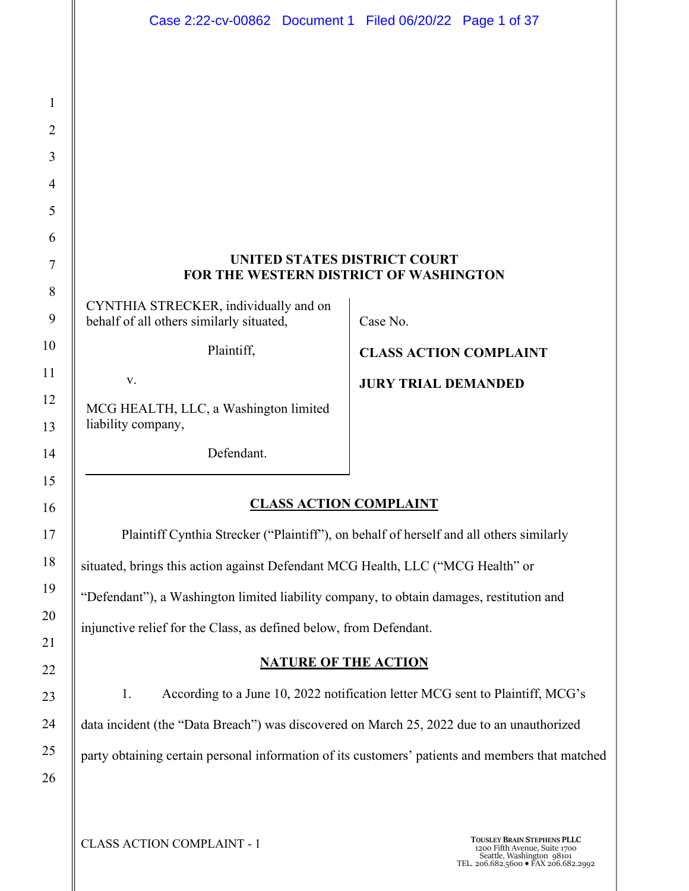UNITED STATES DISTRICT COURT
FOR THE WESTERN DISTRICT OF WASHINGTON

| | |
|---|---|
| CYNTHIA STRECKER, individually and on behalf of all others similarly situated, Plaintiff, v. MCG HEALTH, LLC, a Washington limited liability company, Defendant. | Case No. **CLASS ACTION COMPLAINT** **JURY TRIAL DEMANDED** |

## CLASS ACTION COMPLAINT

Plaintiff Cynthia Strecker ("Plaintiff"), on behalf of herself and all others similarly situated, brings this action against Defendant MCG Health, LLC ("MCG Health" or "Defendant"), a Washington limited liability company, to obtain damages, restitution and injunctive relief for the Class, as defined below, from Defendant.

## NATURE OF THE ACTION

1. According to a June 10, 2022 notification letter MCG sent to Plaintiff, MCG's data incident (the "Data Breach") was discovered on March 25, 2022 due to an unauthorized party obtaining certain personal information of its customers' patients and members that matched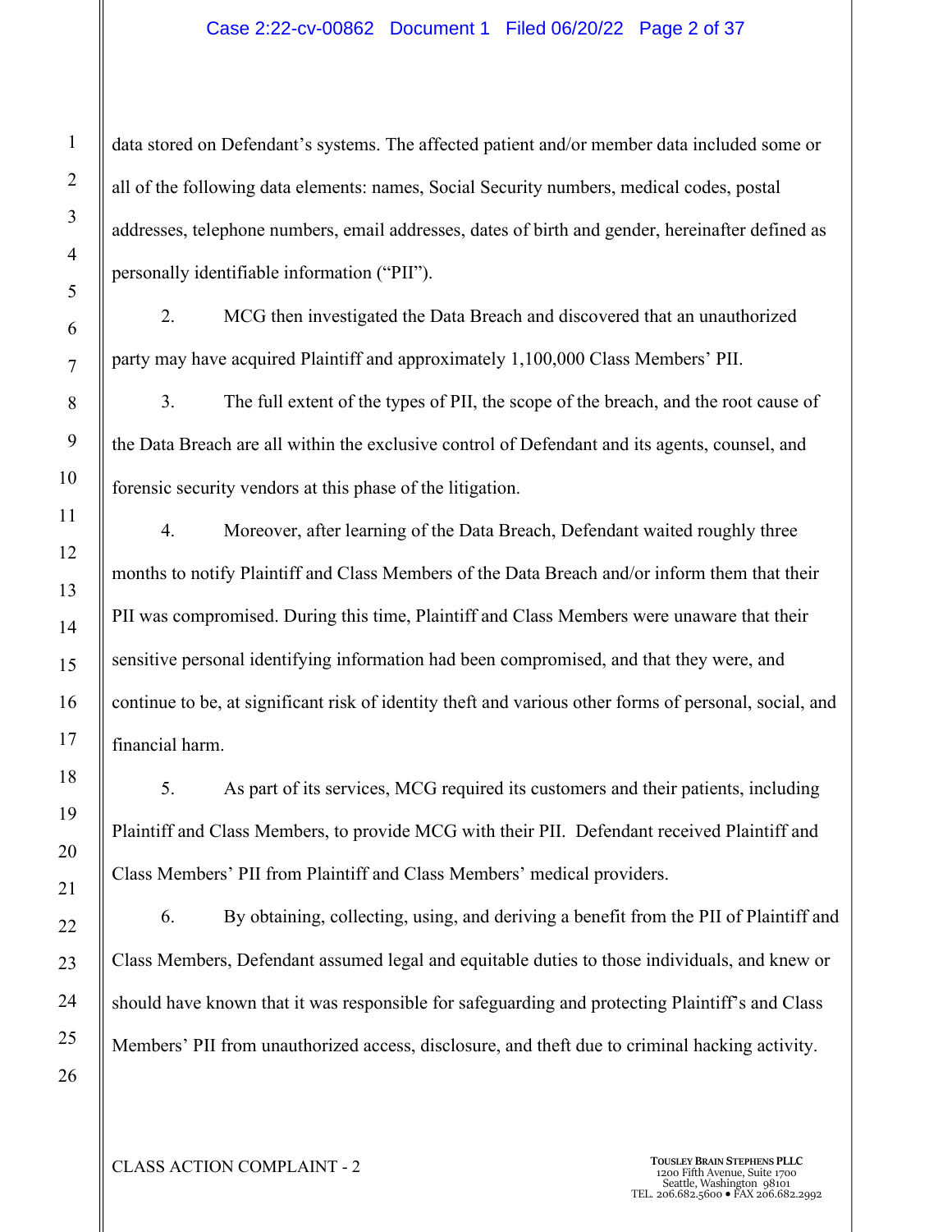data stored on Defendant's systems. The affected patient and/or member data included some or all of the following data elements: names, Social Security numbers, medical codes, postal addresses, telephone numbers, email addresses, dates of birth and gender, hereinafter defined as personally identifiable information ("PII").

2. MCG then investigated the Data Breach and discovered that an unauthorized party may have acquired Plaintiff and approximately 1,100,000 Class Members' PII.

3. The full extent of the types of PII, the scope of the breach, and the root cause of the Data Breach are all within the exclusive control of Defendant and its agents, counsel, and forensic security vendors at this phase of the litigation.

4. Moreover, after learning of the Data Breach, Defendant waited roughly three months to notify Plaintiff and Class Members of the Data Breach and/or inform them that their PII was compromised. During this time, Plaintiff and Class Members were unaware that their sensitive personal identifying information had been compromised, and that they were, and continue to be, at significant risk of identity theft and various other forms of personal, social, and financial harm.

5. As part of its services, MCG required its customers and their patients, including Plaintiff and Class Members, to provide MCG with their PII. Defendant received Plaintiff and Class Members' PII from Plaintiff and Class Members' medical providers.

6. By obtaining, collecting, using, and deriving a benefit from the PII of Plaintiff and Class Members, Defendant assumed legal and equitable duties to those individuals, and knew or should have known that it was responsible for safeguarding and protecting Plaintiff's and Class Members' PII from unauthorized access, disclosure, and theft due to criminal hacking activity.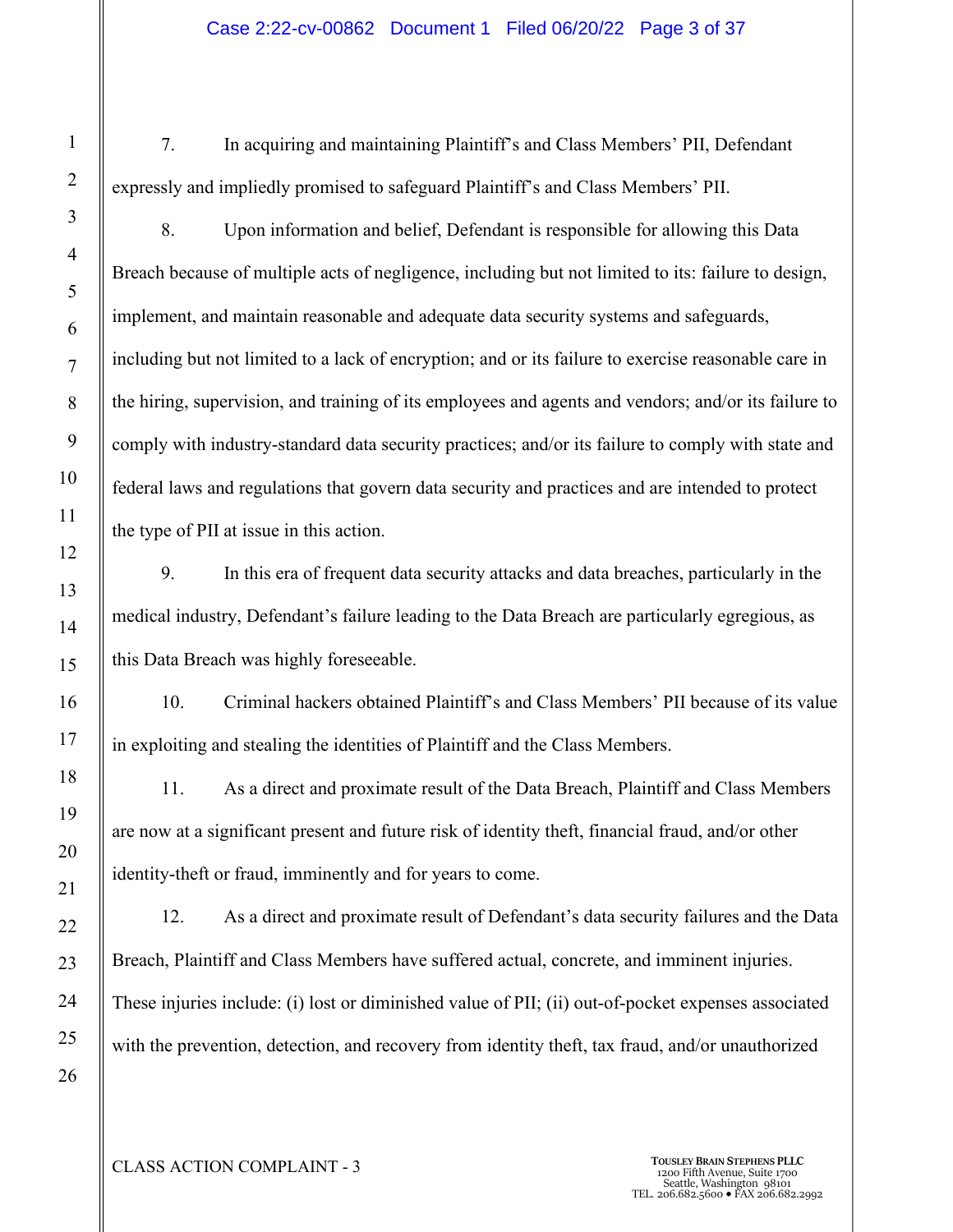7. In acquiring and maintaining Plaintiff's and Class Members' PII, Defendant expressly and impliedly promised to safeguard Plaintiff's and Class Members' PII.

8. Upon information and belief, Defendant is responsible for allowing this Data Breach because of multiple acts of negligence, including but not limited to its: failure to design, implement, and maintain reasonable and adequate data security systems and safeguards, including but not limited to a lack of encryption; and or its failure to exercise reasonable care in the hiring, supervision, and training of its employees and agents and vendors; and/or its failure to comply with industry-standard data security practices; and/or its failure to comply with state and federal laws and regulations that govern data security and practices and are intended to protect the type of PII at issue in this action.

9. In this era of frequent data security attacks and data breaches, particularly in the medical industry, Defendant's failure leading to the Data Breach are particularly egregious, as this Data Breach was highly foreseeable.

10. Criminal hackers obtained Plaintiff's and Class Members' PII because of its value in exploiting and stealing the identities of Plaintiff and the Class Members.

11. As a direct and proximate result of the Data Breach, Plaintiff and Class Members are now at a significant present and future risk of identity theft, financial fraud, and/or other identity-theft or fraud, imminently and for years to come.

12. As a direct and proximate result of Defendant's data security failures and the Data Breach, Plaintiff and Class Members have suffered actual, concrete, and imminent injuries. These injuries include: (i) lost or diminished value of PII; (ii) out-of-pocket expenses associated with the prevention, detection, and recovery from identity theft, tax fraud, and/or unauthorized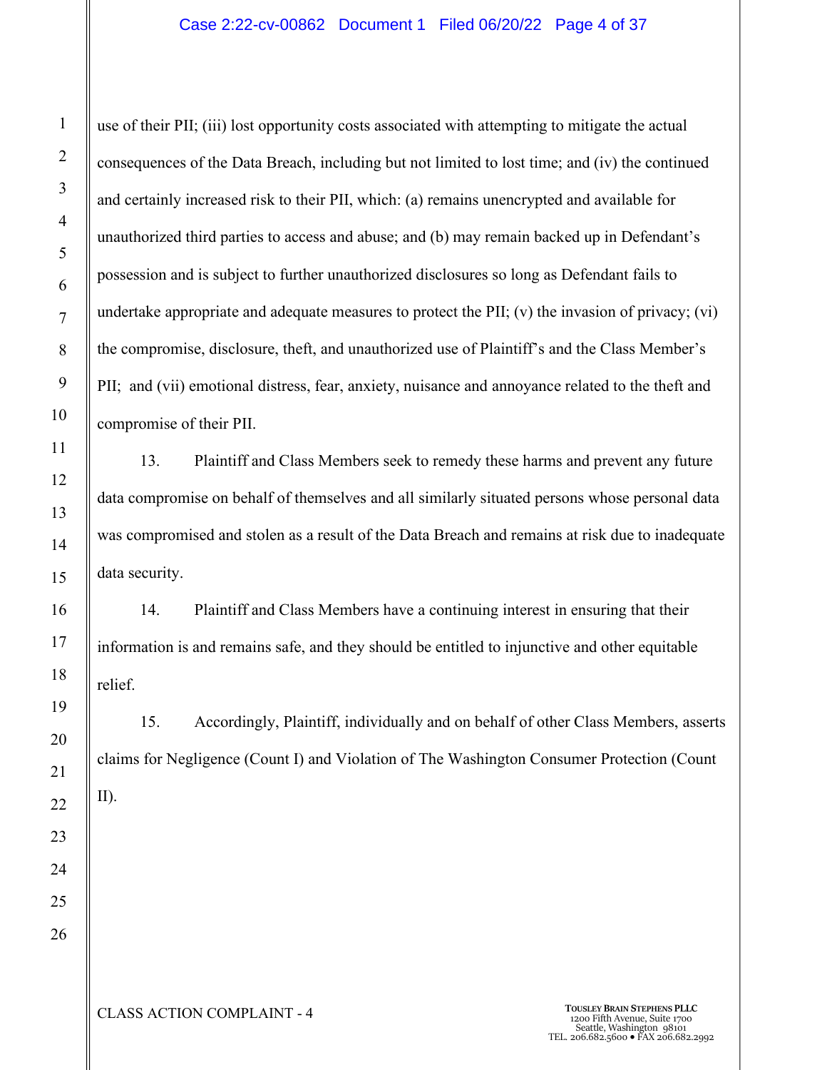use of their PII; (iii) lost opportunity costs associated with attempting to mitigate the actual consequences of the Data Breach, including but not limited to lost time; and (iv) the continued and certainly increased risk to their PII, which: (a) remains unencrypted and available for unauthorized third parties to access and abuse; and (b) may remain backed up in Defendant's possession and is subject to further unauthorized disclosures so long as Defendant fails to undertake appropriate and adequate measures to protect the PII; (v) the invasion of privacy; (vi) the compromise, disclosure, theft, and unauthorized use of Plaintiff's and the Class Member's PII; and (vii) emotional distress, fear, anxiety, nuisance and annoyance related to the theft and compromise of their PII.

13. Plaintiff and Class Members seek to remedy these harms and prevent any future data compromise on behalf of themselves and all similarly situated persons whose personal data was compromised and stolen as a result of the Data Breach and remains at risk due to inadequate data security.

14. Plaintiff and Class Members have a continuing interest in ensuring that their information is and remains safe, and they should be entitled to injunctive and other equitable relief.

15. Accordingly, Plaintiff, individually and on behalf of other Class Members, asserts claims for Negligence (Count I) and Violation of The Washington Consumer Protection (Count II).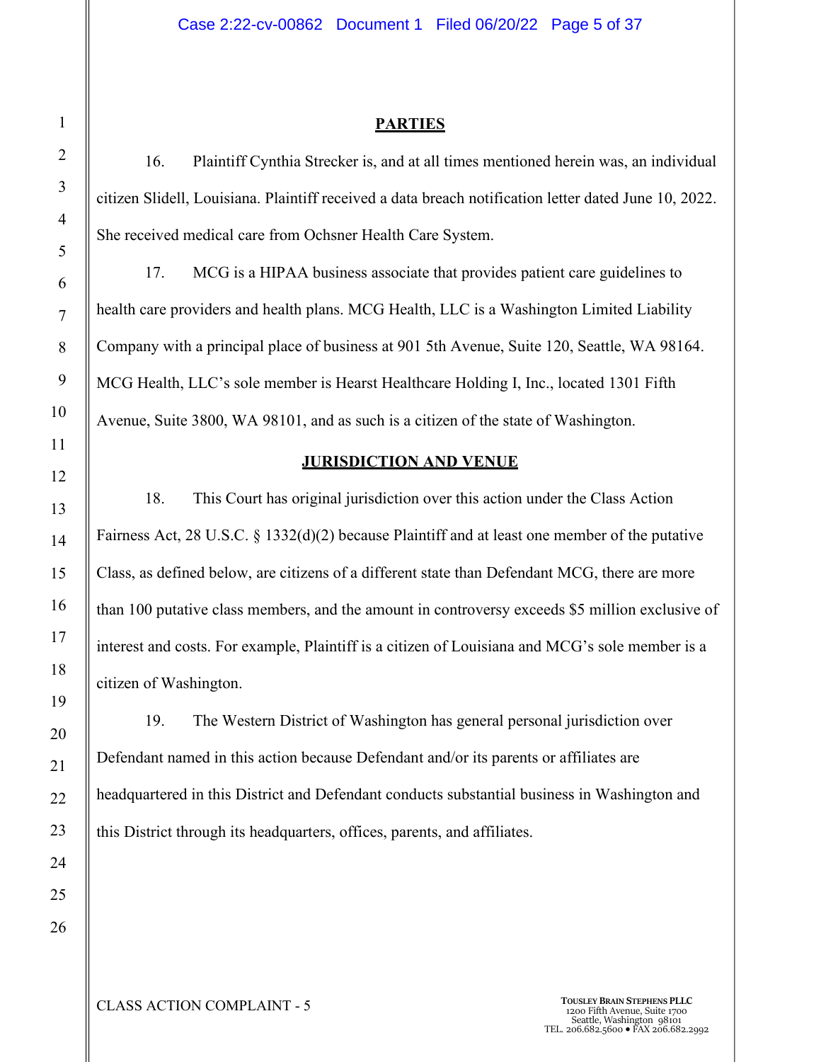## PARTIES

16. Plaintiff Cynthia Strecker is, and at all times mentioned herein was, an individual citizen Slidell, Louisiana. Plaintiff received a data breach notification letter dated June 10, 2022. She received medical care from Ochsner Health Care System.

17. MCG is a HIPAA business associate that provides patient care guidelines to health care providers and health plans. MCG Health, LLC is a Washington Limited Liability Company with a principal place of business at 901 5th Avenue, Suite 120, Seattle, WA 98164. MCG Health, LLC's sole member is Hearst Healthcare Holding I, Inc., located 1301 Fifth Avenue, Suite 3800, WA 98101, and as such is a citizen of the state of Washington.

## JURISDICTION AND VENUE

18. This Court has original jurisdiction over this action under the Class Action Fairness Act, 28 U.S.C. § 1332(d)(2) because Plaintiff and at least one member of the putative Class, as defined below, are citizens of a different state than Defendant MCG, there are more than 100 putative class members, and the amount in controversy exceeds $5 million exclusive of interest and costs. For example, Plaintiff is a citizen of Louisiana and MCG's sole member is a citizen of Washington.

19. The Western District of Washington has general personal jurisdiction over Defendant named in this action because Defendant and/or its parents or affiliates are headquartered in this District and Defendant conducts substantial business in Washington and this District through its headquarters, offices, parents, and affiliates.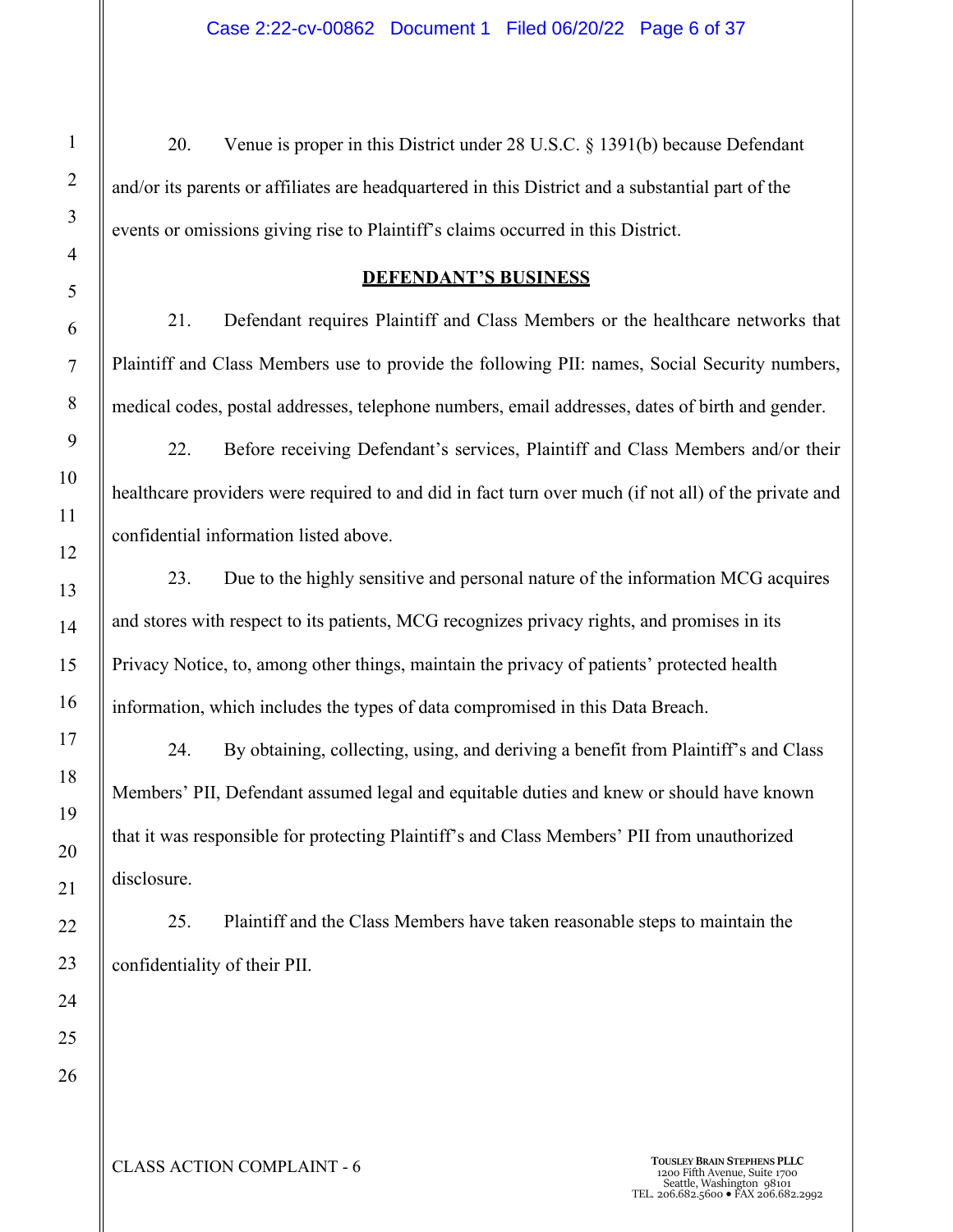20. Venue is proper in this District under 28 U.S.C. § 1391(b) because Defendant and/or its parents or affiliates are headquartered in this District and a substantial part of the events or omissions giving rise to Plaintiff's claims occurred in this District.

## DEFENDANT'S BUSINESS

21. Defendant requires Plaintiff and Class Members or the healthcare networks that Plaintiff and Class Members use to provide the following PII: names, Social Security numbers, medical codes, postal addresses, telephone numbers, email addresses, dates of birth and gender.

22. Before receiving Defendant's services, Plaintiff and Class Members and/or their healthcare providers were required to and did in fact turn over much (if not all) of the private and confidential information listed above.

23. Due to the highly sensitive and personal nature of the information MCG acquires and stores with respect to its patients, MCG recognizes privacy rights, and promises in its Privacy Notice, to, among other things, maintain the privacy of patients' protected health information, which includes the types of data compromised in this Data Breach.

24. By obtaining, collecting, using, and deriving a benefit from Plaintiff's and Class Members' PII, Defendant assumed legal and equitable duties and knew or should have known that it was responsible for protecting Plaintiff's and Class Members' PII from unauthorized disclosure.

25. Plaintiff and the Class Members have taken reasonable steps to maintain the confidentiality of their PII.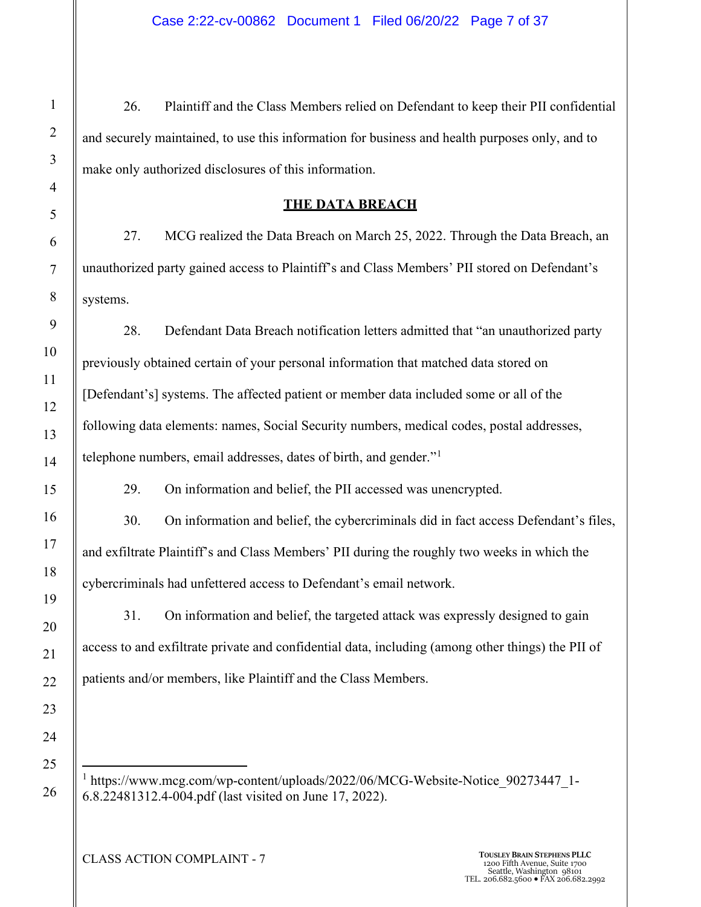26. Plaintiff and the Class Members relied on Defendant to keep their PII confidential and securely maintained, to use this information for business and health purposes only, and to make only authorized disclosures of this information.

## THE DATA BREACH

27. MCG realized the Data Breach on March 25, 2022. Through the Data Breach, an unauthorized party gained access to Plaintiff's and Class Members' PII stored on Defendant's systems.

28. Defendant Data Breach notification letters admitted that "an unauthorized party previously obtained certain of your personal information that matched data stored on [Defendant's] systems. The affected patient or member data included some or all of the following data elements: names, Social Security numbers, medical codes, postal addresses, telephone numbers, email addresses, dates of birth, and gender."[1]

29. On information and belief, the PII accessed was unencrypted.

30. On information and belief, the cybercriminals did in fact access Defendant's files, and exfiltrate Plaintiff's and Class Members' PII during the roughly two weeks in which the cybercriminals had unfettered access to Defendant's email network.

31. On information and belief, the targeted attack was expressly designed to gain access to and exfiltrate private and confidential data, including (among other things) the PII of patients and/or members, like Plaintiff and the Class Members.

---

[1] https://www.mcg.com/wp-content/uploads/2022/06/MCG-Website-Notice_90273447_1-6.8.22481312.4-004.pdf (last visited on June 17, 2022).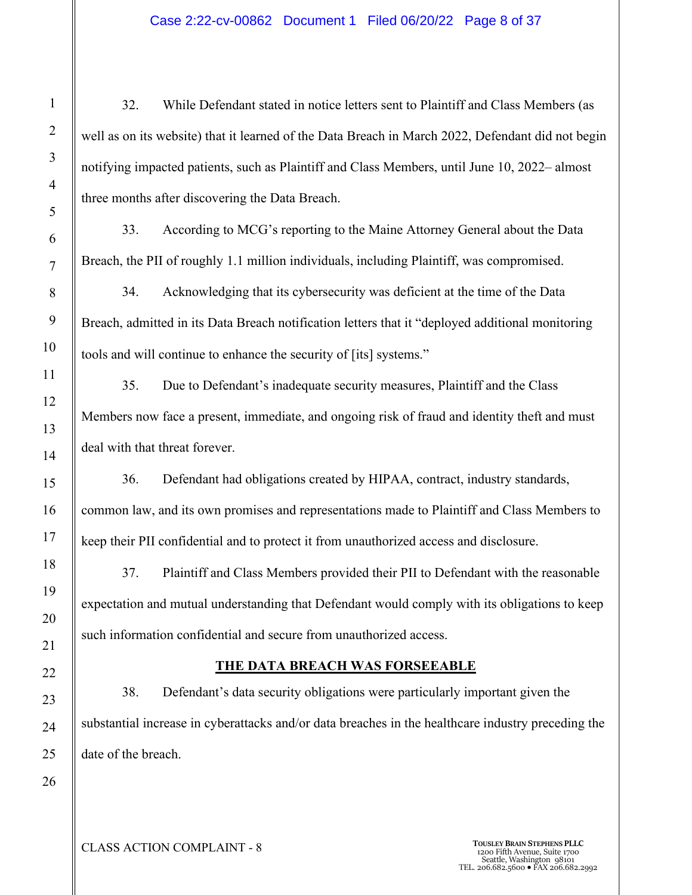32. While Defendant stated in notice letters sent to Plaintiff and Class Members (as well as on its website) that it learned of the Data Breach in March 2022, Defendant did not begin notifying impacted patients, such as Plaintiff and Class Members, until June 10, 2022– almost three months after discovering the Data Breach.

33. According to MCG's reporting to the Maine Attorney General about the Data Breach, the PII of roughly 1.1 million individuals, including Plaintiff, was compromised.

34. Acknowledging that its cybersecurity was deficient at the time of the Data Breach, admitted in its Data Breach notification letters that it "deployed additional monitoring tools and will continue to enhance the security of [its] systems."

35. Due to Defendant's inadequate security measures, Plaintiff and the Class Members now face a present, immediate, and ongoing risk of fraud and identity theft and must deal with that threat forever.

36. Defendant had obligations created by HIPAA, contract, industry standards, common law, and its own promises and representations made to Plaintiff and Class Members to keep their PII confidential and to protect it from unauthorized access and disclosure.

37. Plaintiff and Class Members provided their PII to Defendant with the reasonable expectation and mutual understanding that Defendant would comply with its obligations to keep such information confidential and secure from unauthorized access.

## THE DATA BREACH WAS FORSEEABLE

38. Defendant's data security obligations were particularly important given the substantial increase in cyberattacks and/or data breaches in the healthcare industry preceding the date of the breach.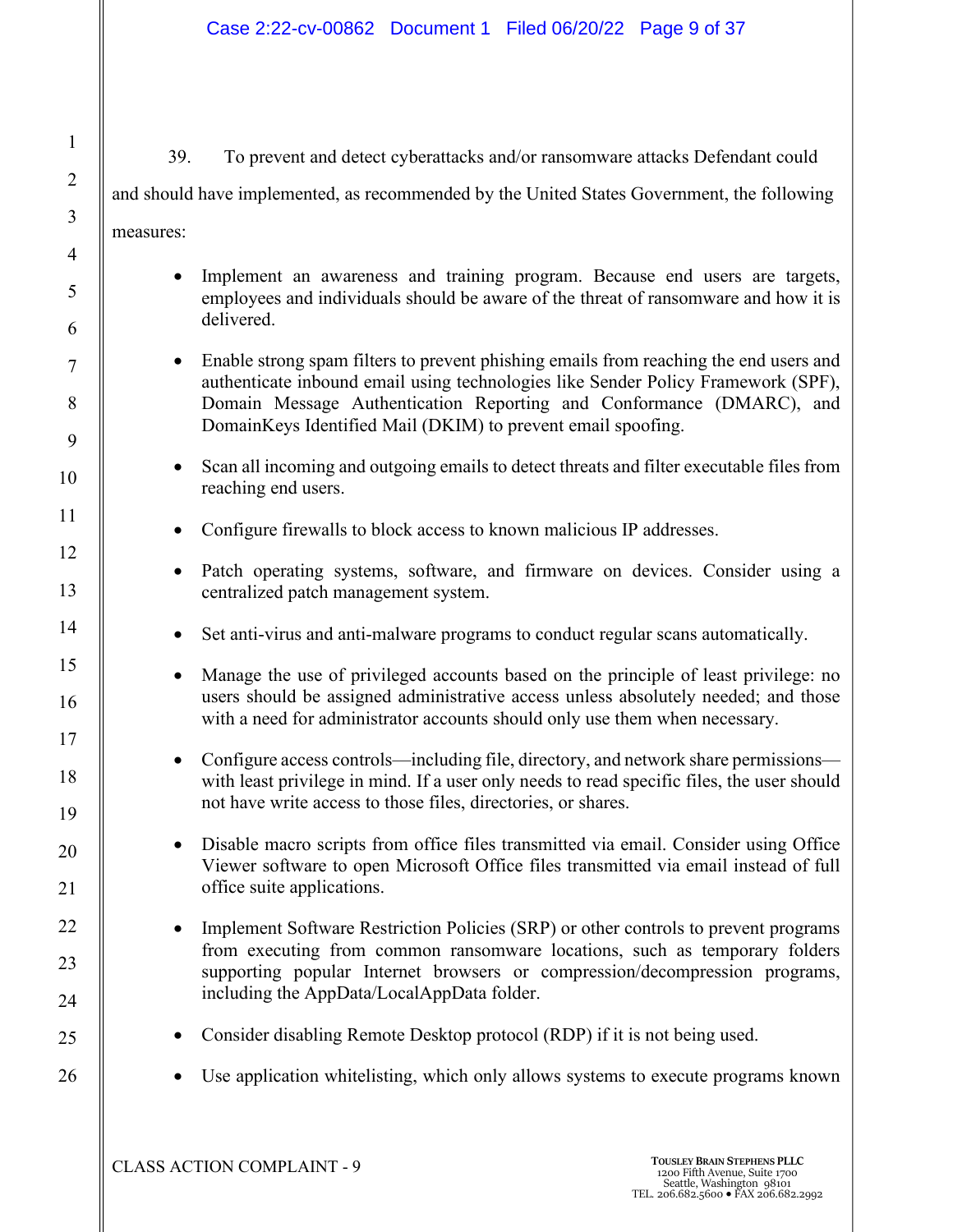39. To prevent and detect cyberattacks and/or ransomware attacks Defendant could and should have implemented, as recommended by the United States Government, the following measures:

- Implement an awareness and training program. Because end users are targets, employees and individuals should be aware of the threat of ransomware and how it is delivered.
- Enable strong spam filters to prevent phishing emails from reaching the end users and authenticate inbound email using technologies like Sender Policy Framework (SPF), Domain Message Authentication Reporting and Conformance (DMARC), and DomainKeys Identified Mail (DKIM) to prevent email spoofing.
- Scan all incoming and outgoing emails to detect threats and filter executable files from reaching end users.
- Configure firewalls to block access to known malicious IP addresses.
- Patch operating systems, software, and firmware on devices. Consider using a centralized patch management system.
- Set anti-virus and anti-malware programs to conduct regular scans automatically.
- Manage the use of privileged accounts based on the principle of least privilege: no users should be assigned administrative access unless absolutely needed; and those with a need for administrator accounts should only use them when necessary.
- Configure access controls—including file, directory, and network share permissions—with least privilege in mind. If a user only needs to read specific files, the user should not have write access to those files, directories, or shares.
- Disable macro scripts from office files transmitted via email. Consider using Office Viewer software to open Microsoft Office files transmitted via email instead of full office suite applications.
- Implement Software Restriction Policies (SRP) or other controls to prevent programs from executing from common ransomware locations, such as temporary folders supporting popular Internet browsers or compression/decompression programs, including the AppData/LocalAppData folder.
- Consider disabling Remote Desktop protocol (RDP) if it is not being used.
- Use application whitelisting, which only allows systems to execute programs known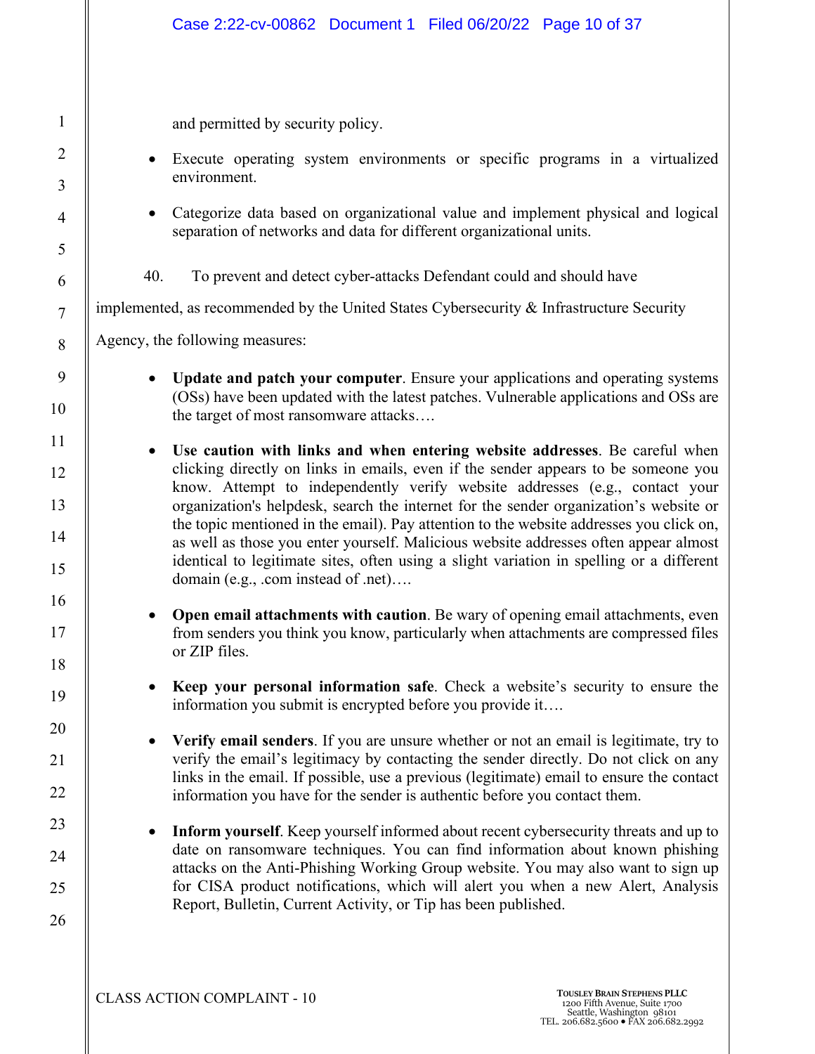and permitted by security policy.

- Execute operating system environments or specific programs in a virtualized environment.

- Categorize data based on organizational value and implement physical and logical separation of networks and data for different organizational units.

40. To prevent and detect cyber-attacks Defendant could and should have implemented, as recommended by the United States Cybersecurity & Infrastructure Security Agency, the following measures:

- **Update and patch your computer**. Ensure your applications and operating systems (OSs) have been updated with the latest patches. Vulnerable applications and OSs are the target of most ransomware attacks….

- **Use caution with links and when entering website addresses**. Be careful when clicking directly on links in emails, even if the sender appears to be someone you know. Attempt to independently verify website addresses (e.g., contact your organization's helpdesk, search the internet for the sender organization's website or the topic mentioned in the email). Pay attention to the website addresses you click on, as well as those you enter yourself. Malicious website addresses often appear almost identical to legitimate sites, often using a slight variation in spelling or a different domain (e.g., .com instead of .net)….

- **Open email attachments with caution**. Be wary of opening email attachments, even from senders you think you know, particularly when attachments are compressed files or ZIP files.

- **Keep your personal information safe**. Check a website's security to ensure the information you submit is encrypted before you provide it….

- **Verify email senders**. If you are unsure whether or not an email is legitimate, try to verify the email's legitimacy by contacting the sender directly. Do not click on any links in the email. If possible, use a previous (legitimate) email to ensure the contact information you have for the sender is authentic before you contact them.

- **Inform yourself**. Keep yourself informed about recent cybersecurity threats and up to date on ransomware techniques. You can find information about known phishing attacks on the Anti-Phishing Working Group website. You may also want to sign up for CISA product notifications, which will alert you when a new Alert, Analysis Report, Bulletin, Current Activity, or Tip has been published.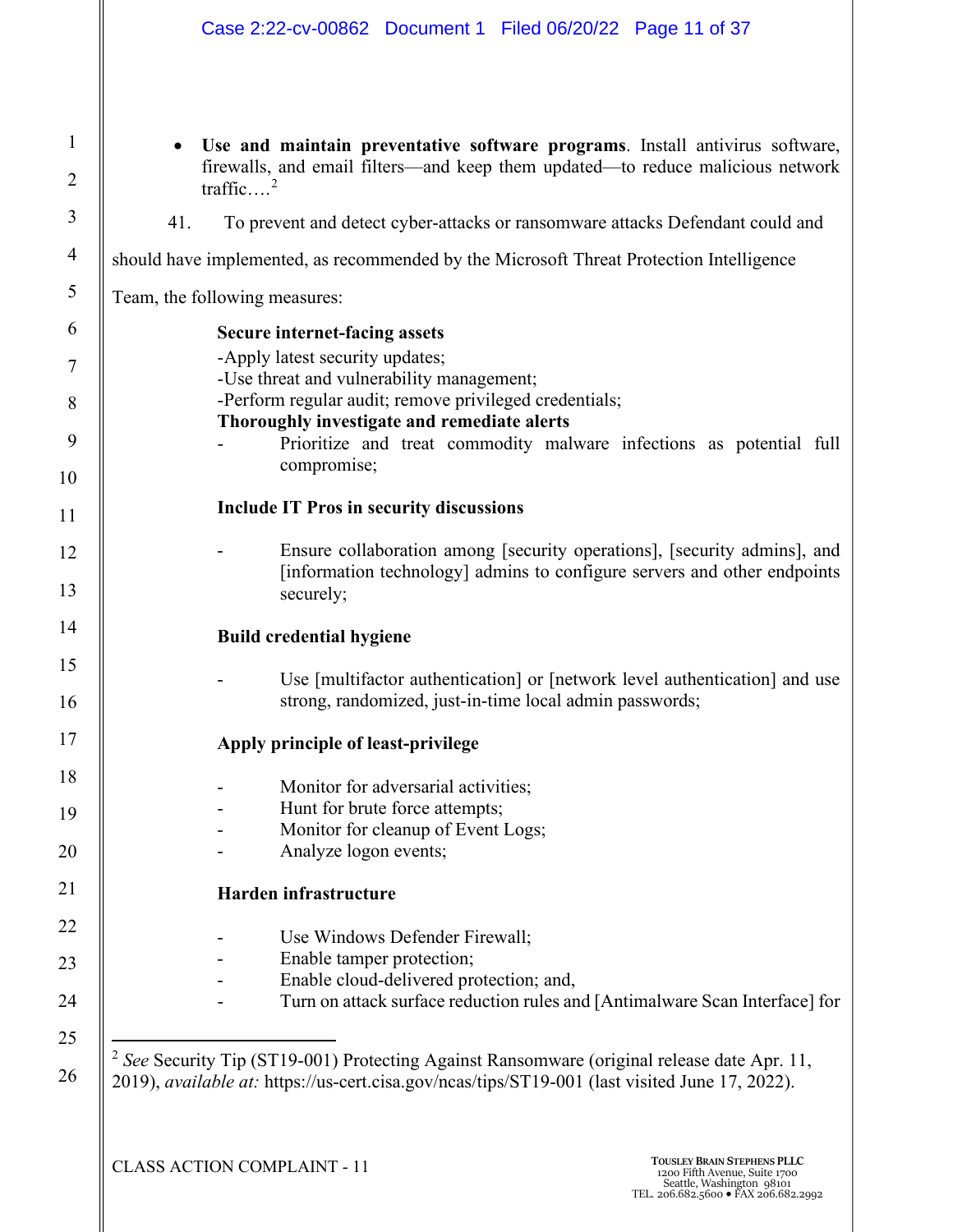- **Use and maintain preventative software programs**. Install antivirus software, firewalls, and email filters—and keep them updated—to reduce malicious network traffic….[2]

41. To prevent and detect cyber-attacks or ransomware attacks Defendant could and should have implemented, as recommended by the Microsoft Threat Protection Intelligence Team, the following measures:

> **Secure internet-facing assets**
>
> -Apply latest security updates;
> -Use threat and vulnerability management;
> -Perform regular audit; remove privileged credentials;
>
> **Thoroughly investigate and remediate alerts**
>
> - Prioritize and treat commodity malware infections as potential full compromise;
>
> **Include IT Pros in security discussions**
>
> - Ensure collaboration among [security operations], [security admins], and [information technology] admins to configure servers and other endpoints securely;
>
> **Build credential hygiene**
>
> - Use [multifactor authentication] or [network level authentication] and use strong, randomized, just-in-time local admin passwords;
>
> **Apply principle of least-privilege**
>
> - Monitor for adversarial activities;
> - Hunt for brute force attempts;
> - Monitor for cleanup of Event Logs;
> - Analyze logon events;
>
> **Harden infrastructure**
>
> - Use Windows Defender Firewall;
> - Enable tamper protection;
> - Enable cloud-delivered protection; and,
> - Turn on attack surface reduction rules and [Antimalware Scan Interface] for

---

[2] *See* Security Tip (ST19-001) Protecting Against Ransomware (original release date Apr. 11, 2019), *available at:* https://us-cert.cisa.gov/ncas/tips/ST19-001 (last visited June 17, 2022).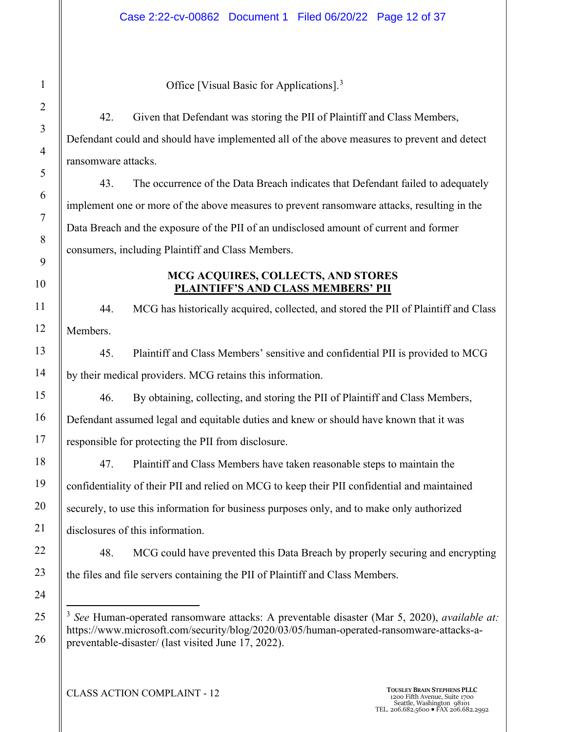Office [Visual Basic for Applications].[3]

42. Given that Defendant was storing the PII of Plaintiff and Class Members, Defendant could and should have implemented all of the above measures to prevent and detect ransomware attacks.

43. The occurrence of the Data Breach indicates that Defendant failed to adequately implement one or more of the above measures to prevent ransomware attacks, resulting in the Data Breach and the exposure of the PII of an undisclosed amount of current and former consumers, including Plaintiff and Class Members.

**MCG ACQUIRES, COLLECTS, AND STORES**
**PLAINTIFF'S AND CLASS MEMBERS' PII**

44. MCG has historically acquired, collected, and stored the PII of Plaintiff and Class Members.

45. Plaintiff and Class Members' sensitive and confidential PII is provided to MCG by their medical providers. MCG retains this information.

46. By obtaining, collecting, and storing the PII of Plaintiff and Class Members, Defendant assumed legal and equitable duties and knew or should have known that it was responsible for protecting the PII from disclosure.

47. Plaintiff and Class Members have taken reasonable steps to maintain the confidentiality of their PII and relied on MCG to keep their PII confidential and maintained securely, to use this information for business purposes only, and to make only authorized disclosures of this information.

48. MCG could have prevented this Data Breach by properly securing and encrypting the files and file servers containing the PII of Plaintiff and Class Members.

---

[3] *See* Human-operated ransomware attacks: A preventable disaster (Mar 5, 2020), *available at:* https://www.microsoft.com/security/blog/2020/03/05/human-operated-ransomware-attacks-a-preventable-disaster/ (last visited June 17, 2022).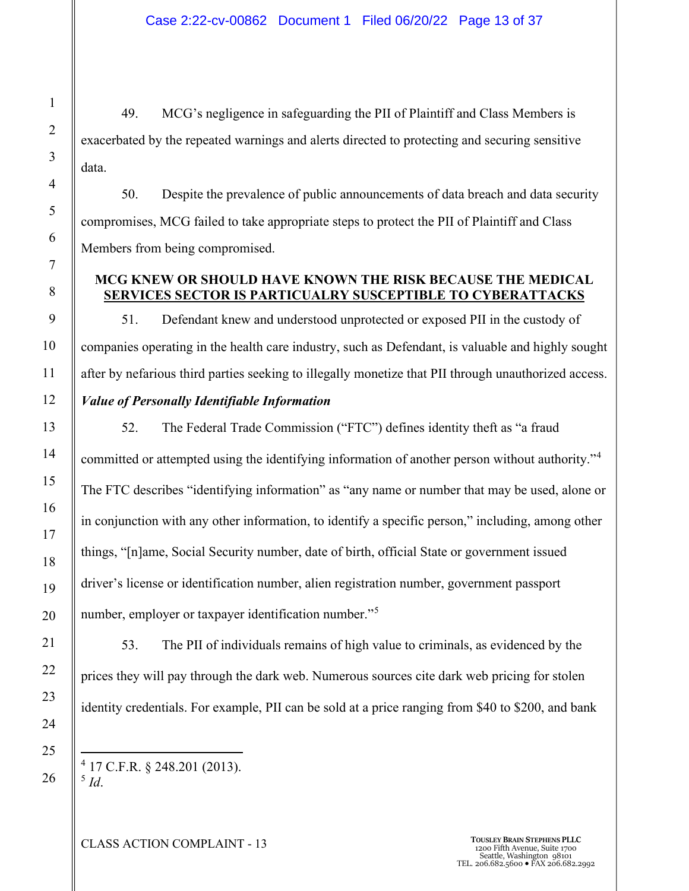49. MCG's negligence in safeguarding the PII of Plaintiff and Class Members is exacerbated by the repeated warnings and alerts directed to protecting and securing sensitive data.

50. Despite the prevalence of public announcements of data breach and data security compromises, MCG failed to take appropriate steps to protect the PII of Plaintiff and Class Members from being compromised.

**MCG KNEW OR SHOULD HAVE KNOWN THE RISK BECAUSE THE MEDICAL SERVICES SECTOR IS PARTICUALRY SUSCEPTIBLE TO CYBERATTACKS**

51. Defendant knew and understood unprotected or exposed PII in the custody of companies operating in the health care industry, such as Defendant, is valuable and highly sought after by nefarious third parties seeking to illegally monetize that PII through unauthorized access.

***Value of Personally Identifiable Information***

52. The Federal Trade Commission ("FTC") defines identity theft as "a fraud committed or attempted using the identifying information of another person without authority."[4] The FTC describes "identifying information" as "any name or number that may be used, alone or in conjunction with any other information, to identify a specific person," including, among other things, "[n]ame, Social Security number, date of birth, official State or government issued driver's license or identification number, alien registration number, government passport number, employer or taxpayer identification number."[5]

53. The PII of individuals remains of high value to criminals, as evidenced by the prices they will pay through the dark web. Numerous sources cite dark web pricing for stolen identity credentials. For example, PII can be sold at a price ranging from $40 to $200, and bank

[4] 17 C.F.R. § 248.201 (2013).
[5] *Id*.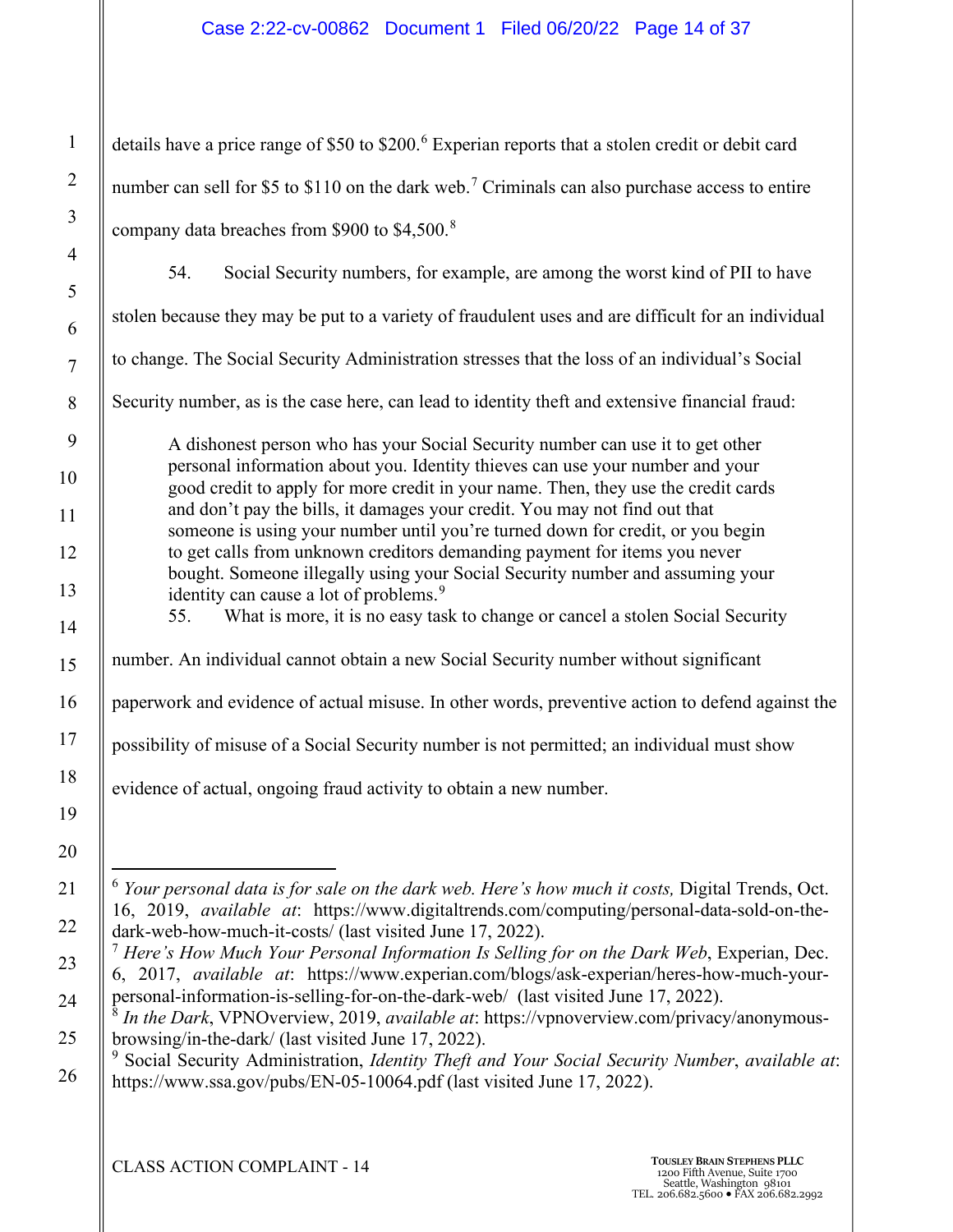details have a price range of $50 to $200.[6] Experian reports that a stolen credit or debit card number can sell for $5 to $110 on the dark web.[7] Criminals can also purchase access to entire company data breaches from $900 to $4,500.[8]

54. Social Security numbers, for example, are among the worst kind of PII to have stolen because they may be put to a variety of fraudulent uses and are difficult for an individual to change. The Social Security Administration stresses that the loss of an individual's Social Security number, as is the case here, can lead to identity theft and extensive financial fraud:

> A dishonest person who has your Social Security number can use it to get other personal information about you. Identity thieves can use your number and your good credit to apply for more credit in your name. Then, they use the credit cards and don't pay the bills, it damages your credit. You may not find out that someone is using your number until you're turned down for credit, or you begin to get calls from unknown creditors demanding payment for items you never bought. Someone illegally using your Social Security number and assuming your identity can cause a lot of problems.[9]

55. What is more, it is no easy task to change or cancel a stolen Social Security number. An individual cannot obtain a new Social Security number without significant paperwork and evidence of actual misuse. In other words, preventive action to defend against the possibility of misuse of a Social Security number is not permitted; an individual must show evidence of actual, ongoing fraud activity to obtain a new number.

---

[6] *Your personal data is for sale on the dark web. Here's how much it costs,* Digital Trends, Oct. 16, 2019, *available at*: https://www.digitaltrends.com/computing/personal-data-sold-on-the-dark-web-how-much-it-costs/ (last visited June 17, 2022).

[7] *Here's How Much Your Personal Information Is Selling for on the Dark Web*, Experian, Dec. 6, 2017, *available at*: https://www.experian.com/blogs/ask-experian/heres-how-much-your-personal-information-is-selling-for-on-the-dark-web/ (last visited June 17, 2022).

[8] *In the Dark*, VPNOverview, 2019, *available at*: https://vpnoverview.com/privacy/anonymous-browsing/in-the-dark/ (last visited June 17, 2022).

[9] Social Security Administration, *Identity Theft and Your Social Security Number*, *available at*: https://www.ssa.gov/pubs/EN-05-10064.pdf (last visited June 17, 2022).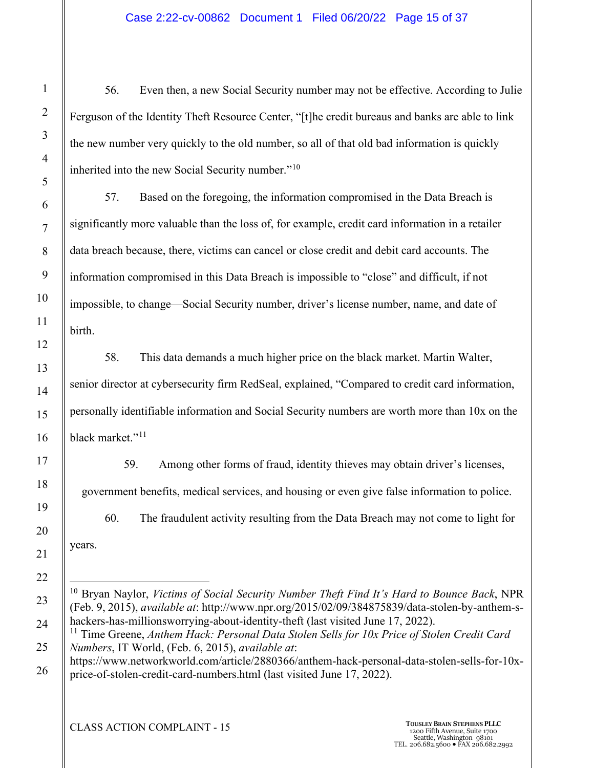56. Even then, a new Social Security number may not be effective. According to Julie Ferguson of the Identity Theft Resource Center, "[t]he credit bureaus and banks are able to link the new number very quickly to the old number, so all of that old bad information is quickly inherited into the new Social Security number."[10]

57. Based on the foregoing, the information compromised in the Data Breach is significantly more valuable than the loss of, for example, credit card information in a retailer data breach because, there, victims can cancel or close credit and debit card accounts. The information compromised in this Data Breach is impossible to "close" and difficult, if not impossible, to change—Social Security number, driver's license number, name, and date of birth.

58. This data demands a much higher price on the black market. Martin Walter, senior director at cybersecurity firm RedSeal, explained, "Compared to credit card information, personally identifiable information and Social Security numbers are worth more than 10x on the black market."[11]

59. Among other forms of fraud, identity thieves may obtain driver's licenses, government benefits, medical services, and housing or even give false information to police.

60. The fraudulent activity resulting from the Data Breach may not come to light for years.

---

[10] Bryan Naylor, *Victims of Social Security Number Theft Find It's Hard to Bounce Back*, NPR (Feb. 9, 2015), *available at*: http://www.npr.org/2015/02/09/384875839/data-stolen-by-anthem-s-hackers-has-millionsworrying-about-identity-theft (last visited June 17, 2022).

[11] Time Greene, *Anthem Hack: Personal Data Stolen Sells for 10x Price of Stolen Credit Card Numbers*, IT World, (Feb. 6, 2015), *available at*: https://www.networkworld.com/article/2880366/anthem-hack-personal-data-stolen-sells-for-10x-price-of-stolen-credit-card-numbers.html (last visited June 17, 2022).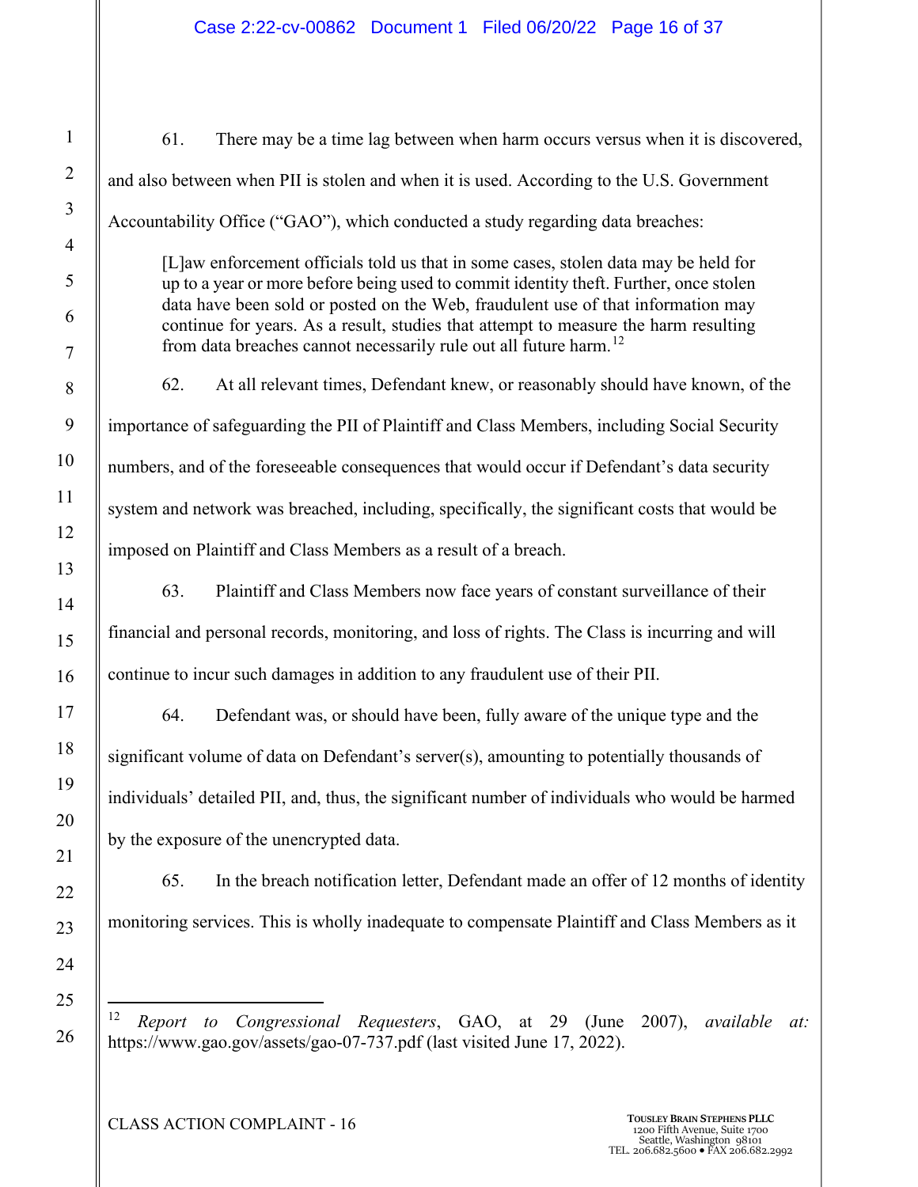61. There may be a time lag between when harm occurs versus when it is discovered, and also between when PII is stolen and when it is used. According to the U.S. Government Accountability Office ("GAO"), which conducted a study regarding data breaches:

> [L]aw enforcement officials told us that in some cases, stolen data may be held for up to a year or more before being used to commit identity theft. Further, once stolen data have been sold or posted on the Web, fraudulent use of that information may continue for years. As a result, studies that attempt to measure the harm resulting from data breaches cannot necessarily rule out all future harm.[12]

62. At all relevant times, Defendant knew, or reasonably should have known, of the importance of safeguarding the PII of Plaintiff and Class Members, including Social Security numbers, and of the foreseeable consequences that would occur if Defendant's data security system and network was breached, including, specifically, the significant costs that would be imposed on Plaintiff and Class Members as a result of a breach.

63. Plaintiff and Class Members now face years of constant surveillance of their financial and personal records, monitoring, and loss of rights. The Class is incurring and will continue to incur such damages in addition to any fraudulent use of their PII.

64. Defendant was, or should have been, fully aware of the unique type and the significant volume of data on Defendant's server(s), amounting to potentially thousands of individuals' detailed PII, and, thus, the significant number of individuals who would be harmed by the exposure of the unencrypted data.

65. In the breach notification letter, Defendant made an offer of 12 months of identity monitoring services. This is wholly inadequate to compensate Plaintiff and Class Members as it

---

[12] *Report to Congressional Requesters*, GAO, at 29 (June 2007), *available at:* https://www.gao.gov/assets/gao-07-737.pdf (last visited June 17, 2022).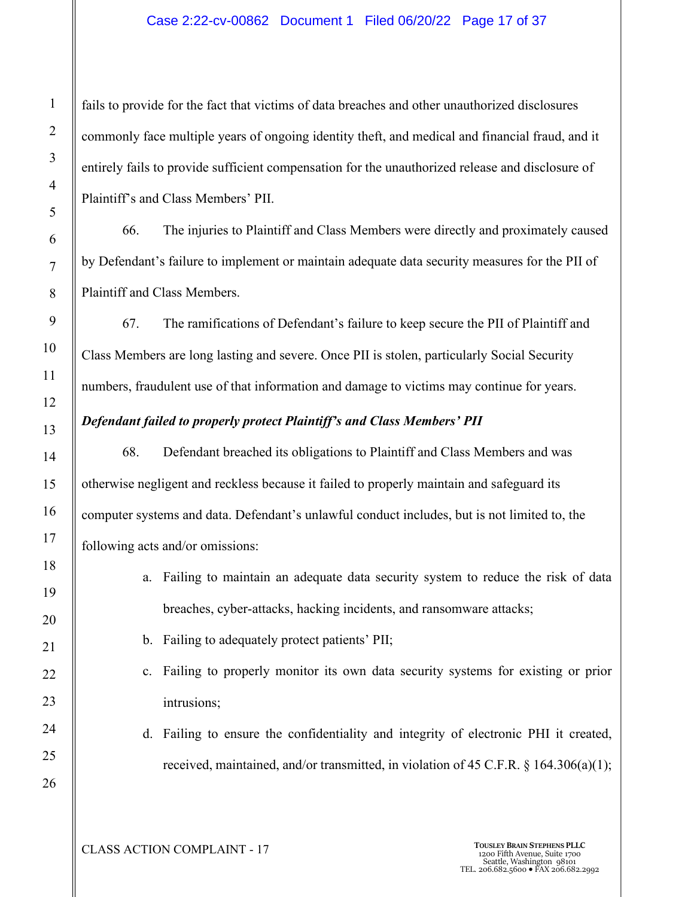fails to provide for the fact that victims of data breaches and other unauthorized disclosures commonly face multiple years of ongoing identity theft, and medical and financial fraud, and it entirely fails to provide sufficient compensation for the unauthorized release and disclosure of Plaintiff's and Class Members' PII.

66. The injuries to Plaintiff and Class Members were directly and proximately caused by Defendant's failure to implement or maintain adequate data security measures for the PII of Plaintiff and Class Members.

67. The ramifications of Defendant's failure to keep secure the PII of Plaintiff and Class Members are long lasting and severe. Once PII is stolen, particularly Social Security numbers, fraudulent use of that information and damage to victims may continue for years.

***Defendant failed to properly protect Plaintiff's and Class Members' PII***

68. Defendant breached its obligations to Plaintiff and Class Members and was otherwise negligent and reckless because it failed to properly maintain and safeguard its computer systems and data. Defendant's unlawful conduct includes, but is not limited to, the following acts and/or omissions:

a. Failing to maintain an adequate data security system to reduce the risk of data breaches, cyber-attacks, hacking incidents, and ransomware attacks;

b. Failing to adequately protect patients' PII;

c. Failing to properly monitor its own data security systems for existing or prior intrusions;

d. Failing to ensure the confidentiality and integrity of electronic PHI it created, received, maintained, and/or transmitted, in violation of 45 C.F.R. § 164.306(a)(1);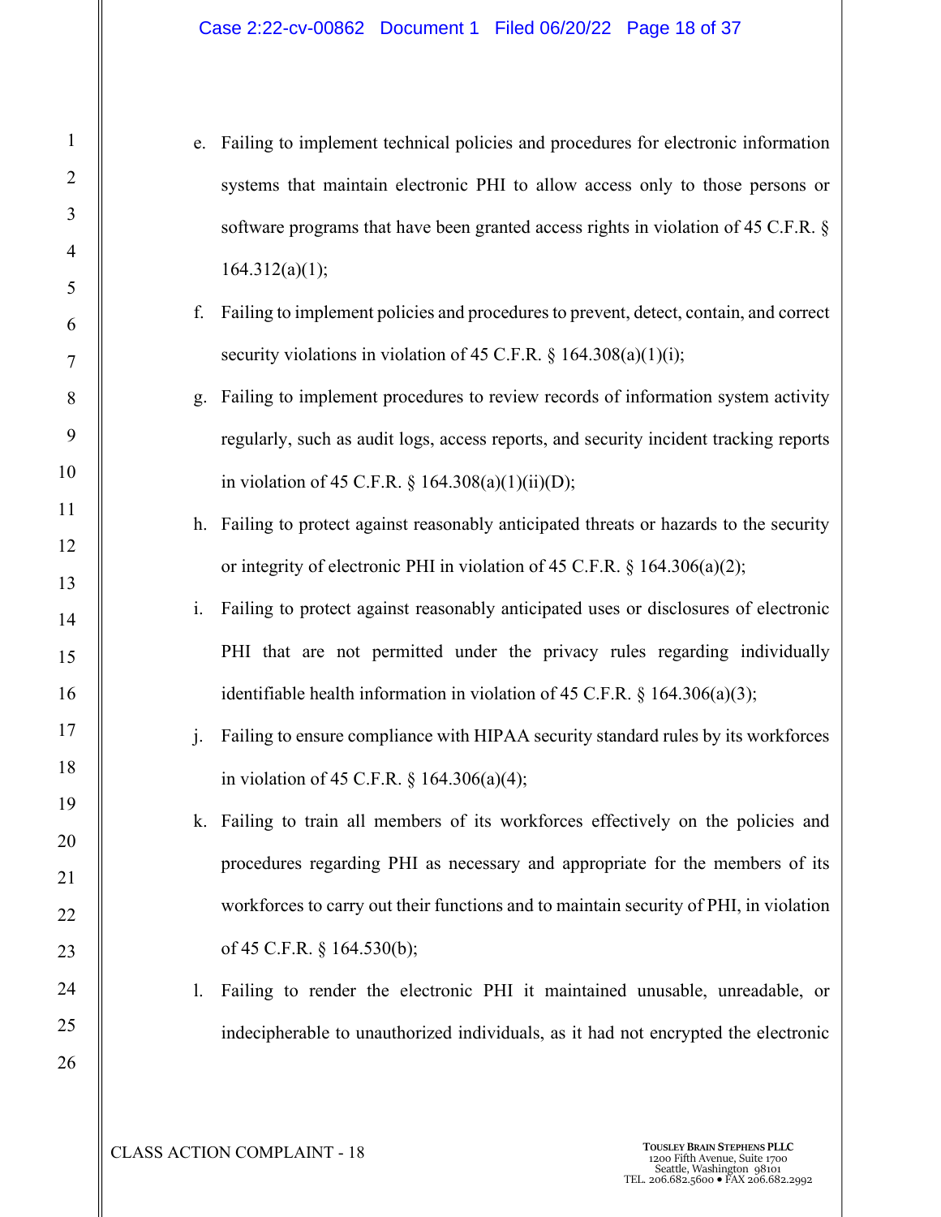e. Failing to implement technical policies and procedures for electronic information systems that maintain electronic PHI to allow access only to those persons or software programs that have been granted access rights in violation of 45 C.F.R. § 164.312(a)(1);

f. Failing to implement policies and procedures to prevent, detect, contain, and correct security violations in violation of 45 C.F.R. § 164.308(a)(1)(i);

g. Failing to implement procedures to review records of information system activity regularly, such as audit logs, access reports, and security incident tracking reports in violation of 45 C.F.R. § 164.308(a)(1)(ii)(D);

h. Failing to protect against reasonably anticipated threats or hazards to the security or integrity of electronic PHI in violation of 45 C.F.R. § 164.306(a)(2);

i. Failing to protect against reasonably anticipated uses or disclosures of electronic PHI that are not permitted under the privacy rules regarding individually identifiable health information in violation of 45 C.F.R. § 164.306(a)(3);

j. Failing to ensure compliance with HIPAA security standard rules by its workforces in violation of 45 C.F.R. § 164.306(a)(4);

k. Failing to train all members of its workforces effectively on the policies and procedures regarding PHI as necessary and appropriate for the members of its workforces to carry out their functions and to maintain security of PHI, in violation of 45 C.F.R. § 164.530(b);

l. Failing to render the electronic PHI it maintained unusable, unreadable, or indecipherable to unauthorized individuals, as it had not encrypted the electronic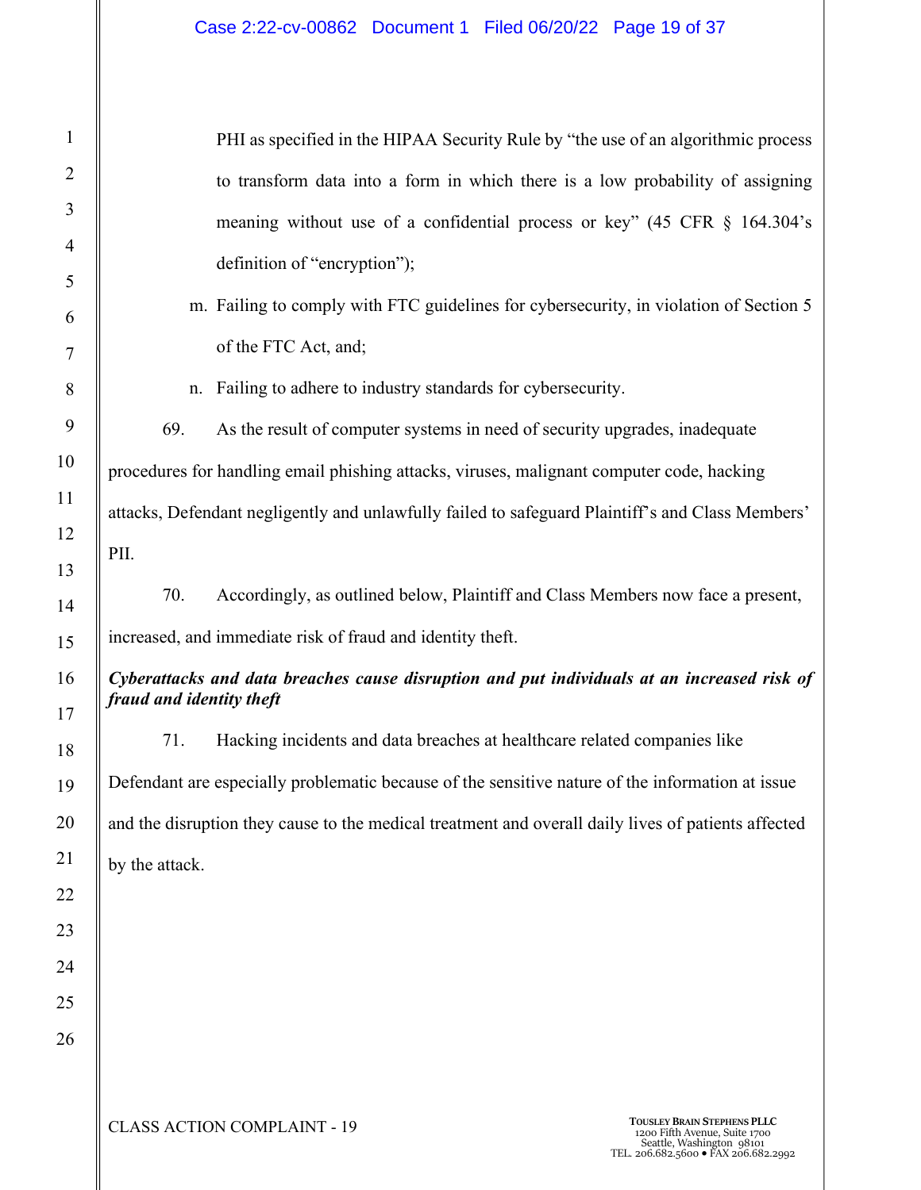PHI as specified in the HIPAA Security Rule by "the use of an algorithmic process to transform data into a form in which there is a low probability of assigning meaning without use of a confidential process or key" (45 CFR § 164.304's definition of "encryption");

m. Failing to comply with FTC guidelines for cybersecurity, in violation of Section 5 of the FTC Act, and;

n. Failing to adhere to industry standards for cybersecurity.

69. As the result of computer systems in need of security upgrades, inadequate procedures for handling email phishing attacks, viruses, malignant computer code, hacking attacks, Defendant negligently and unlawfully failed to safeguard Plaintiff's and Class Members' PII.

70. Accordingly, as outlined below, Plaintiff and Class Members now face a present, increased, and immediate risk of fraud and identity theft.

***Cyberattacks and data breaches cause disruption and put individuals at an increased risk of fraud and identity theft***

71. Hacking incidents and data breaches at healthcare related companies like Defendant are especially problematic because of the sensitive nature of the information at issue and the disruption they cause to the medical treatment and overall daily lives of patients affected by the attack.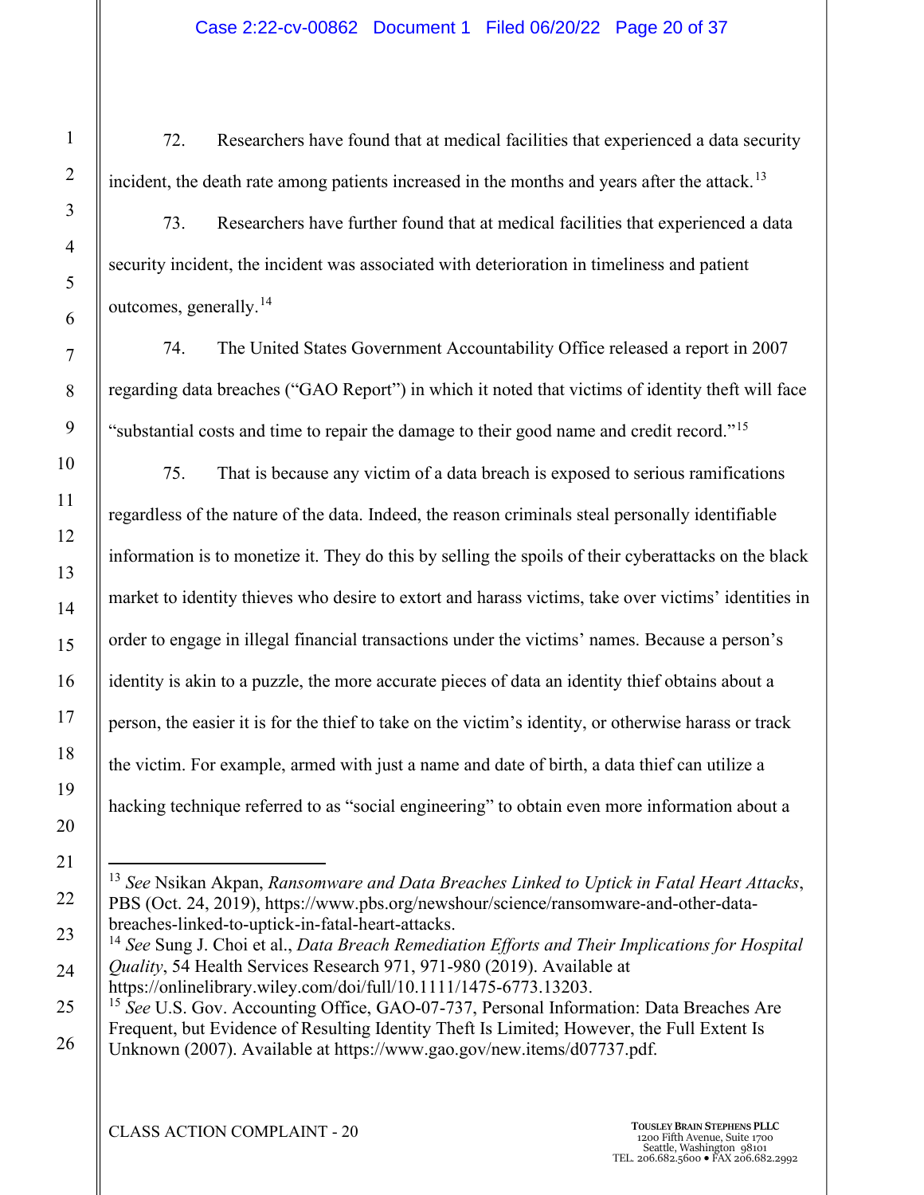72. Researchers have found that at medical facilities that experienced a data security incident, the death rate among patients increased in the months and years after the attack.[13]

73. Researchers have further found that at medical facilities that experienced a data security incident, the incident was associated with deterioration in timeliness and patient outcomes, generally.[14]

74. The United States Government Accountability Office released a report in 2007 regarding data breaches ("GAO Report") in which it noted that victims of identity theft will face "substantial costs and time to repair the damage to their good name and credit record."[15]

75. That is because any victim of a data breach is exposed to serious ramifications regardless of the nature of the data. Indeed, the reason criminals steal personally identifiable information is to monetize it. They do this by selling the spoils of their cyberattacks on the black market to identity thieves who desire to extort and harass victims, take over victims' identities in order to engage in illegal financial transactions under the victims' names. Because a person's identity is akin to a puzzle, the more accurate pieces of data an identity thief obtains about a person, the easier it is for the thief to take on the victim's identity, or otherwise harass or track the victim. For example, armed with just a name and date of birth, a data thief can utilize a hacking technique referred to as "social engineering" to obtain even more information about a

---

[13] *See* Nsikan Akpan, *Ransomware and Data Breaches Linked to Uptick in Fatal Heart Attacks*, PBS (Oct. 24, 2019), https://www.pbs.org/newshour/science/ransomware-and-other-data-breaches-linked-to-uptick-in-fatal-heart-attacks.

[14] *See* Sung J. Choi et al., *Data Breach Remediation Efforts and Their Implications for Hospital Quality*, 54 Health Services Research 971, 971-980 (2019). Available at https://onlinelibrary.wiley.com/doi/full/10.1111/1475-6773.13203.

[15] *See* U.S. Gov. Accounting Office, GAO-07-737, Personal Information: Data Breaches Are Frequent, but Evidence of Resulting Identity Theft Is Limited; However, the Full Extent Is Unknown (2007). Available at https://www.gao.gov/new.items/d07737.pdf.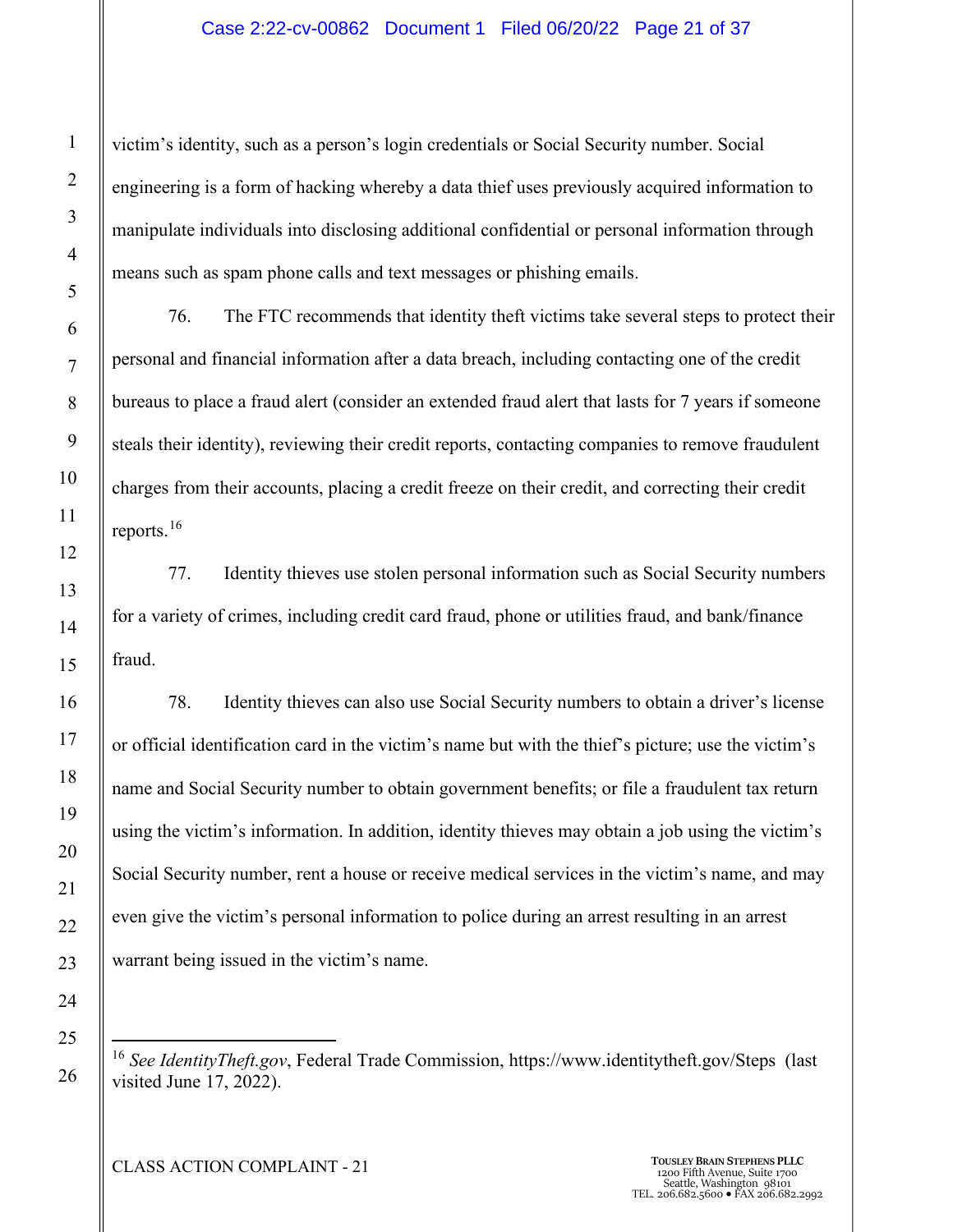victim's identity, such as a person's login credentials or Social Security number. Social engineering is a form of hacking whereby a data thief uses previously acquired information to manipulate individuals into disclosing additional confidential or personal information through means such as spam phone calls and text messages or phishing emails.

76. The FTC recommends that identity theft victims take several steps to protect their personal and financial information after a data breach, including contacting one of the credit bureaus to place a fraud alert (consider an extended fraud alert that lasts for 7 years if someone steals their identity), reviewing their credit reports, contacting companies to remove fraudulent charges from their accounts, placing a credit freeze on their credit, and correcting their credit reports.[16]

77. Identity thieves use stolen personal information such as Social Security numbers for a variety of crimes, including credit card fraud, phone or utilities fraud, and bank/finance fraud.

78. Identity thieves can also use Social Security numbers to obtain a driver's license or official identification card in the victim's name but with the thief's picture; use the victim's name and Social Security number to obtain government benefits; or file a fraudulent tax return using the victim's information. In addition, identity thieves may obtain a job using the victim's Social Security number, rent a house or receive medical services in the victim's name, and may even give the victim's personal information to police during an arrest resulting in an arrest warrant being issued in the victim's name.

---

[16] *See IdentityTheft.gov*, Federal Trade Commission, https://www.identitytheft.gov/Steps (last visited June 17, 2022).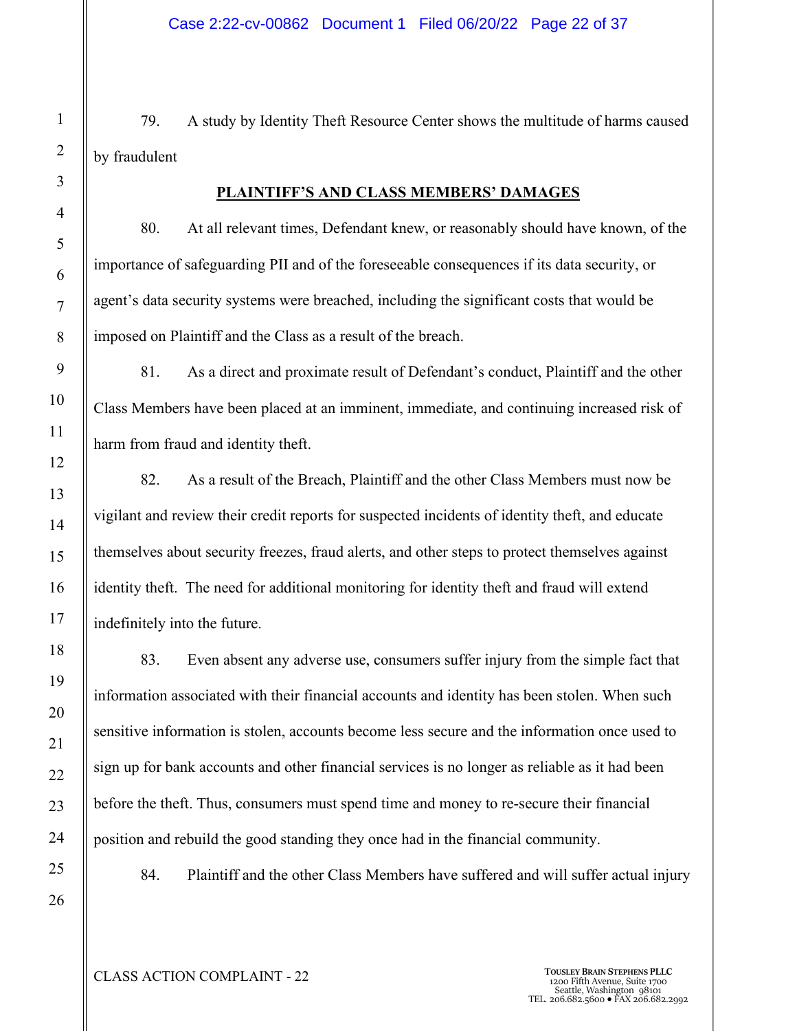79. A study by Identity Theft Resource Center shows the multitude of harms caused by fraudulent

**PLAINTIFF'S AND CLASS MEMBERS' DAMAGES**

80. At all relevant times, Defendant knew, or reasonably should have known, of the importance of safeguarding PII and of the foreseeable consequences if its data security, or agent's data security systems were breached, including the significant costs that would be imposed on Plaintiff and the Class as a result of the breach.

81. As a direct and proximate result of Defendant's conduct, Plaintiff and the other Class Members have been placed at an imminent, immediate, and continuing increased risk of harm from fraud and identity theft.

82. As a result of the Breach, Plaintiff and the other Class Members must now be vigilant and review their credit reports for suspected incidents of identity theft, and educate themselves about security freezes, fraud alerts, and other steps to protect themselves against identity theft. The need for additional monitoring for identity theft and fraud will extend indefinitely into the future.

83. Even absent any adverse use, consumers suffer injury from the simple fact that information associated with their financial accounts and identity has been stolen. When such sensitive information is stolen, accounts become less secure and the information once used to sign up for bank accounts and other financial services is no longer as reliable as it had been before the theft. Thus, consumers must spend time and money to re-secure their financial position and rebuild the good standing they once had in the financial community.

84. Plaintiff and the other Class Members have suffered and will suffer actual injury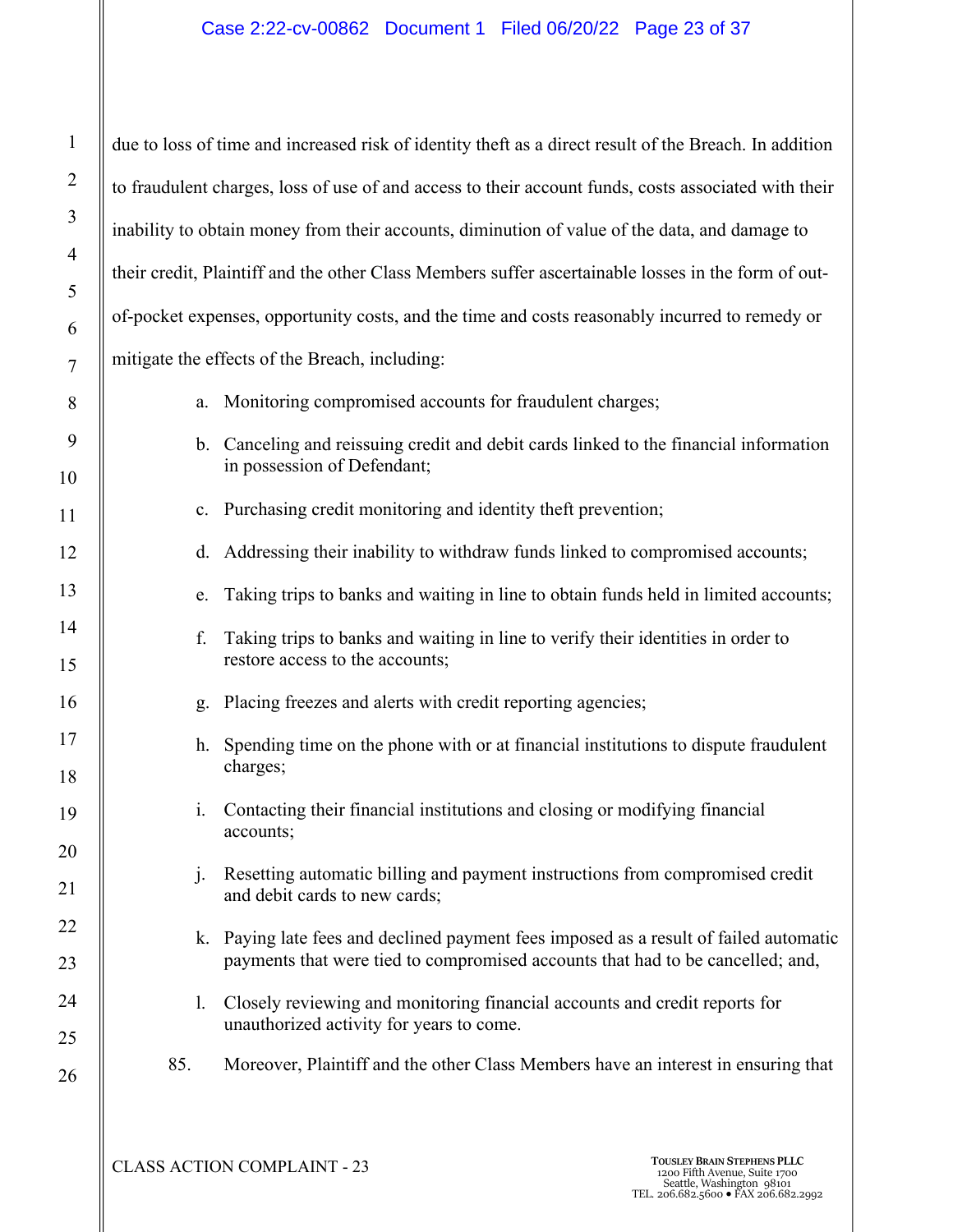due to loss of time and increased risk of identity theft as a direct result of the Breach. In addition to fraudulent charges, loss of use of and access to their account funds, costs associated with their inability to obtain money from their accounts, diminution of value of the data, and damage to their credit, Plaintiff and the other Class Members suffer ascertainable losses in the form of out-of-pocket expenses, opportunity costs, and the time and costs reasonably incurred to remedy or mitigate the effects of the Breach, including:

a. Monitoring compromised accounts for fraudulent charges;

b. Canceling and reissuing credit and debit cards linked to the financial information in possession of Defendant;

c. Purchasing credit monitoring and identity theft prevention;

d. Addressing their inability to withdraw funds linked to compromised accounts;

e. Taking trips to banks and waiting in line to obtain funds held in limited accounts;

f. Taking trips to banks and waiting in line to verify their identities in order to restore access to the accounts;

g. Placing freezes and alerts with credit reporting agencies;

h. Spending time on the phone with or at financial institutions to dispute fraudulent charges;

i. Contacting their financial institutions and closing or modifying financial accounts;

j. Resetting automatic billing and payment instructions from compromised credit and debit cards to new cards;

k. Paying late fees and declined payment fees imposed as a result of failed automatic payments that were tied to compromised accounts that had to be cancelled; and,

l. Closely reviewing and monitoring financial accounts and credit reports for unauthorized activity for years to come.

85. Moreover, Plaintiff and the other Class Members have an interest in ensuring that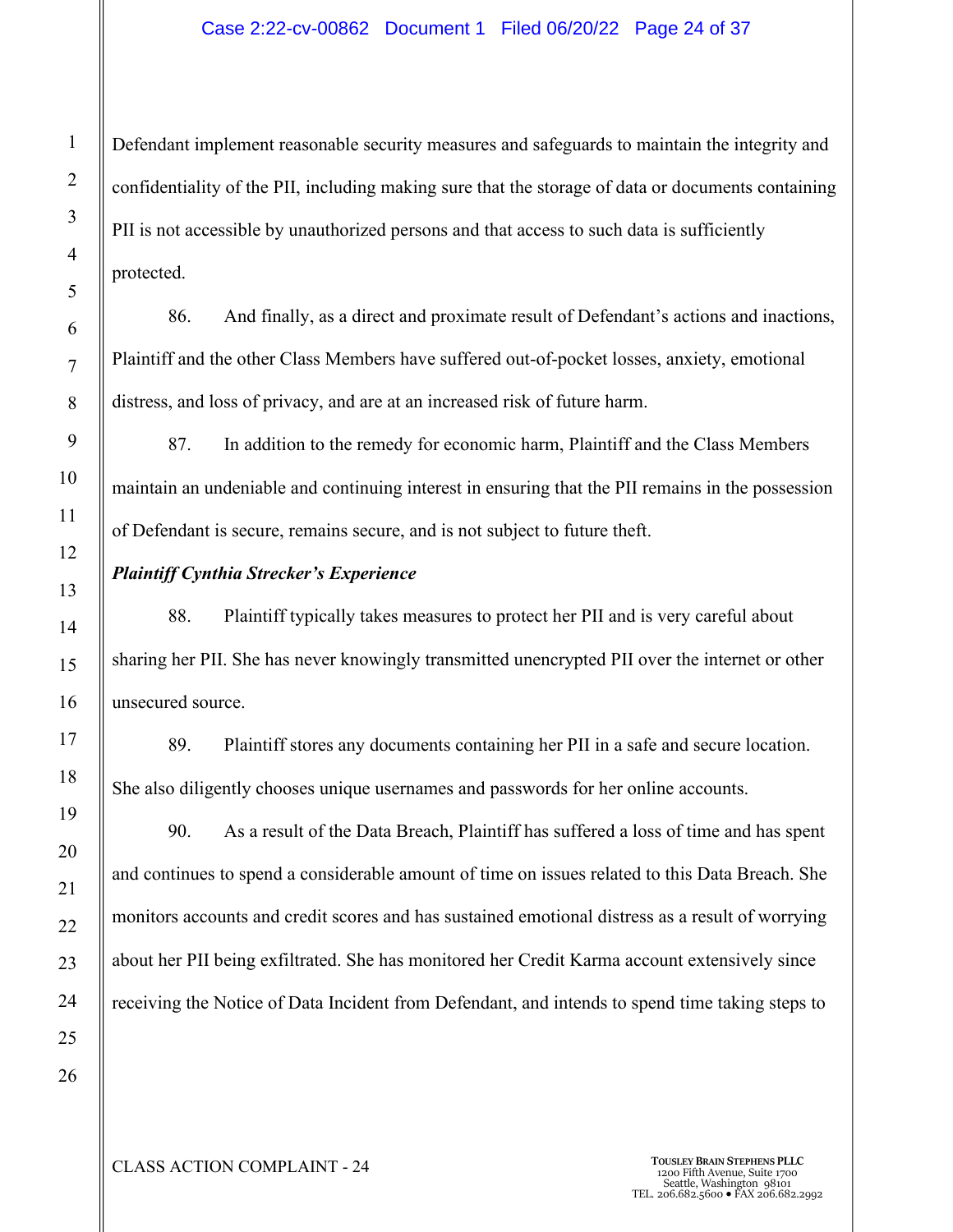Defendant implement reasonable security measures and safeguards to maintain the integrity and confidentiality of the PII, including making sure that the storage of data or documents containing PII is not accessible by unauthorized persons and that access to such data is sufficiently protected.

86. And finally, as a direct and proximate result of Defendant's actions and inactions, Plaintiff and the other Class Members have suffered out-of-pocket losses, anxiety, emotional distress, and loss of privacy, and are at an increased risk of future harm.

87. In addition to the remedy for economic harm, Plaintiff and the Class Members maintain an undeniable and continuing interest in ensuring that the PII remains in the possession of Defendant is secure, remains secure, and is not subject to future theft.

***Plaintiff Cynthia Strecker's Experience***

88. Plaintiff typically takes measures to protect her PII and is very careful about sharing her PII. She has never knowingly transmitted unencrypted PII over the internet or other unsecured source.

89. Plaintiff stores any documents containing her PII in a safe and secure location. She also diligently chooses unique usernames and passwords for her online accounts.

90. As a result of the Data Breach, Plaintiff has suffered a loss of time and has spent and continues to spend a considerable amount of time on issues related to this Data Breach. She monitors accounts and credit scores and has sustained emotional distress as a result of worrying about her PII being exfiltrated. She has monitored her Credit Karma account extensively since receiving the Notice of Data Incident from Defendant, and intends to spend time taking steps to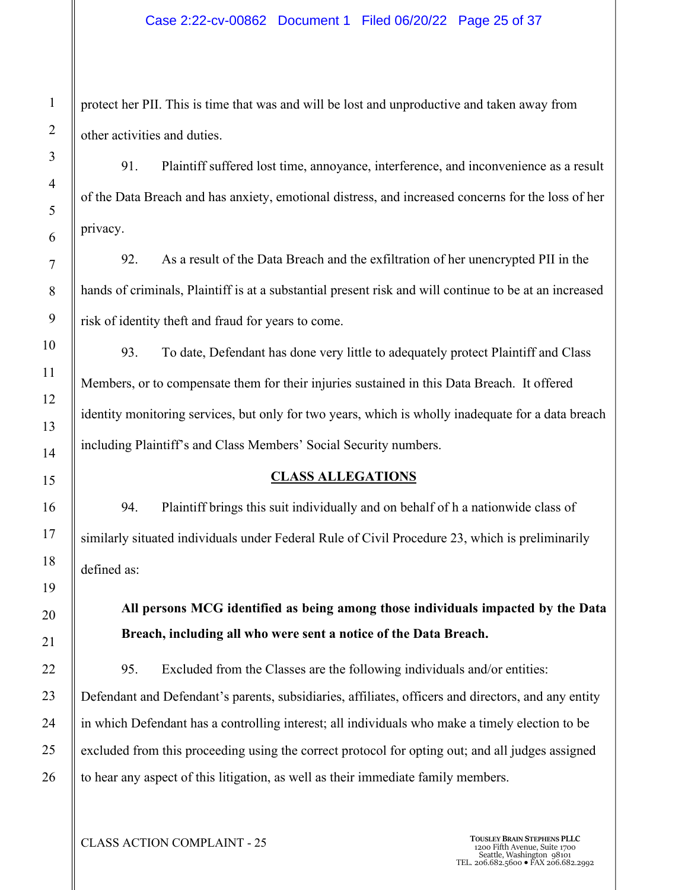protect her PII. This is time that was and will be lost and unproductive and taken away from other activities and duties.

91. Plaintiff suffered lost time, annoyance, interference, and inconvenience as a result of the Data Breach and has anxiety, emotional distress, and increased concerns for the loss of her privacy.

92. As a result of the Data Breach and the exfiltration of her unencrypted PII in the hands of criminals, Plaintiff is at a substantial present risk and will continue to be at an increased risk of identity theft and fraud for years to come.

93. To date, Defendant has done very little to adequately protect Plaintiff and Class Members, or to compensate them for their injuries sustained in this Data Breach. It offered identity monitoring services, but only for two years, which is wholly inadequate for a data breach including Plaintiff's and Class Members' Social Security numbers.

## CLASS ALLEGATIONS

94. Plaintiff brings this suit individually and on behalf of h a nationwide class of similarly situated individuals under Federal Rule of Civil Procedure 23, which is preliminarily defined as:

> **All persons MCG identified as being among those individuals impacted by the Data Breach, including all who were sent a notice of the Data Breach.**

95. Excluded from the Classes are the following individuals and/or entities: Defendant and Defendant's parents, subsidiaries, affiliates, officers and directors, and any entity in which Defendant has a controlling interest; all individuals who make a timely election to be excluded from this proceeding using the correct protocol for opting out; and all judges assigned to hear any aspect of this litigation, as well as their immediate family members.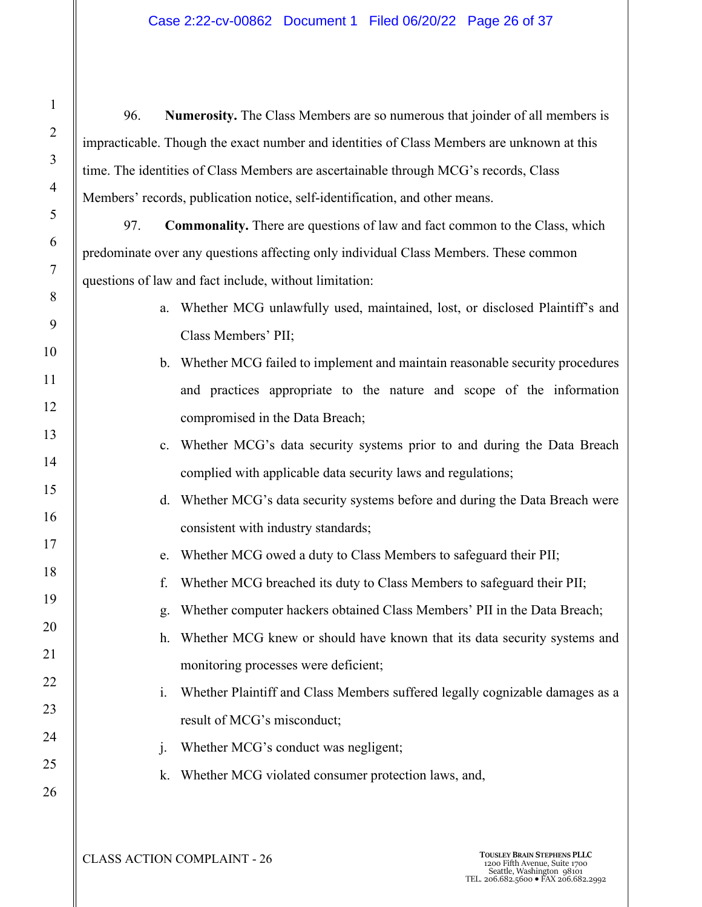96. **Numerosity.** The Class Members are so numerous that joinder of all members is impracticable. Though the exact number and identities of Class Members are unknown at this time. The identities of Class Members are ascertainable through MCG's records, Class Members' records, publication notice, self-identification, and other means.

97. **Commonality.** There are questions of law and fact common to the Class, which predominate over any questions affecting only individual Class Members. These common questions of law and fact include, without limitation:

a. Whether MCG unlawfully used, maintained, lost, or disclosed Plaintiff's and Class Members' PII;

b. Whether MCG failed to implement and maintain reasonable security procedures and practices appropriate to the nature and scope of the information compromised in the Data Breach;

c. Whether MCG's data security systems prior to and during the Data Breach complied with applicable data security laws and regulations;

d. Whether MCG's data security systems before and during the Data Breach were consistent with industry standards;

e. Whether MCG owed a duty to Class Members to safeguard their PII;

f. Whether MCG breached its duty to Class Members to safeguard their PII;

g. Whether computer hackers obtained Class Members' PII in the Data Breach;

h. Whether MCG knew or should have known that its data security systems and monitoring processes were deficient;

i. Whether Plaintiff and Class Members suffered legally cognizable damages as a result of MCG's misconduct;

j. Whether MCG's conduct was negligent;

k. Whether MCG violated consumer protection laws, and,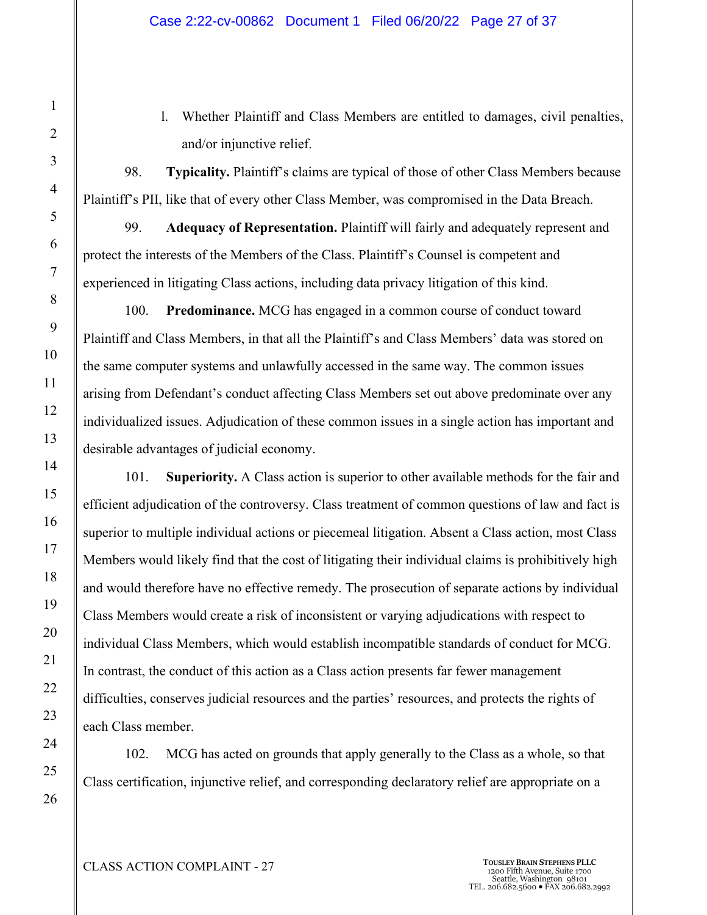l. Whether Plaintiff and Class Members are entitled to damages, civil penalties, and/or injunctive relief.

98. **Typicality.** Plaintiff's claims are typical of those of other Class Members because Plaintiff's PII, like that of every other Class Member, was compromised in the Data Breach.

99. **Adequacy of Representation.** Plaintiff will fairly and adequately represent and protect the interests of the Members of the Class. Plaintiff's Counsel is competent and experienced in litigating Class actions, including data privacy litigation of this kind.

100. **Predominance.** MCG has engaged in a common course of conduct toward Plaintiff and Class Members, in that all the Plaintiff's and Class Members' data was stored on the same computer systems and unlawfully accessed in the same way. The common issues arising from Defendant's conduct affecting Class Members set out above predominate over any individualized issues. Adjudication of these common issues in a single action has important and desirable advantages of judicial economy.

101. **Superiority.** A Class action is superior to other available methods for the fair and efficient adjudication of the controversy. Class treatment of common questions of law and fact is superior to multiple individual actions or piecemeal litigation. Absent a Class action, most Class Members would likely find that the cost of litigating their individual claims is prohibitively high and would therefore have no effective remedy. The prosecution of separate actions by individual Class Members would create a risk of inconsistent or varying adjudications with respect to individual Class Members, which would establish incompatible standards of conduct for MCG. In contrast, the conduct of this action as a Class action presents far fewer management difficulties, conserves judicial resources and the parties' resources, and protects the rights of each Class member.

102. MCG has acted on grounds that apply generally to the Class as a whole, so that Class certification, injunctive relief, and corresponding declaratory relief are appropriate on a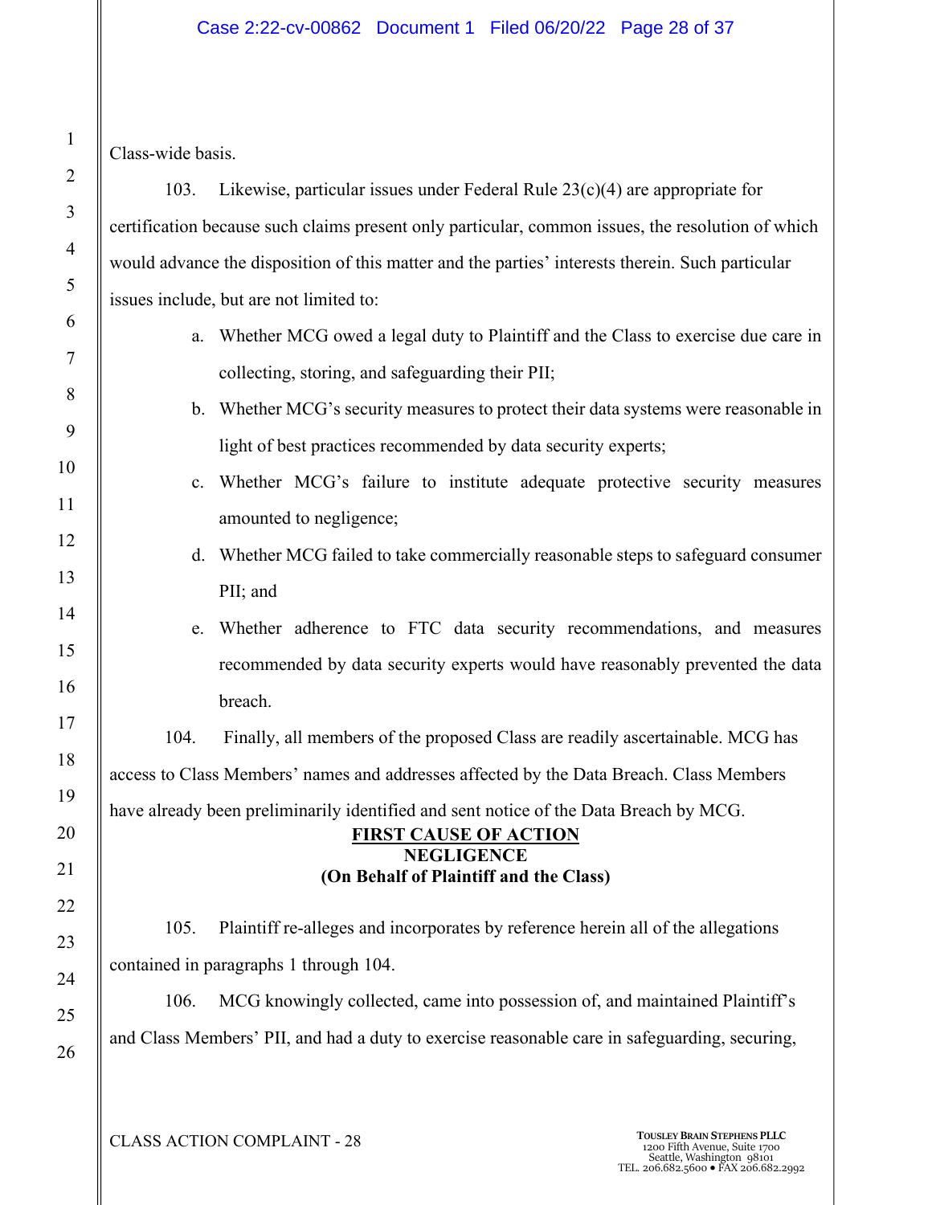Class-wide basis.

103. Likewise, particular issues under Federal Rule 23(c)(4) are appropriate for certification because such claims present only particular, common issues, the resolution of which would advance the disposition of this matter and the parties' interests therein. Such particular issues include, but are not limited to:

a. Whether MCG owed a legal duty to Plaintiff and the Class to exercise due care in collecting, storing, and safeguarding their PII;

b. Whether MCG's security measures to protect their data systems were reasonable in light of best practices recommended by data security experts;

c. Whether MCG's failure to institute adequate protective security measures amounted to negligence;

d. Whether MCG failed to take commercially reasonable steps to safeguard consumer PII; and

e. Whether adherence to FTC data security recommendations, and measures recommended by data security experts would have reasonably prevented the data breach.

104. Finally, all members of the proposed Class are readily ascertainable. MCG has access to Class Members' names and addresses affected by the Data Breach. Class Members have already been preliminarily identified and sent notice of the Data Breach by MCG.

**FIRST CAUSE OF ACTION**
**NEGLIGENCE**
**(On Behalf of Plaintiff and the Class)**

105. Plaintiff re-alleges and incorporates by reference herein all of the allegations contained in paragraphs 1 through 104.

106. MCG knowingly collected, came into possession of, and maintained Plaintiff's and Class Members' PII, and had a duty to exercise reasonable care in safeguarding, securing,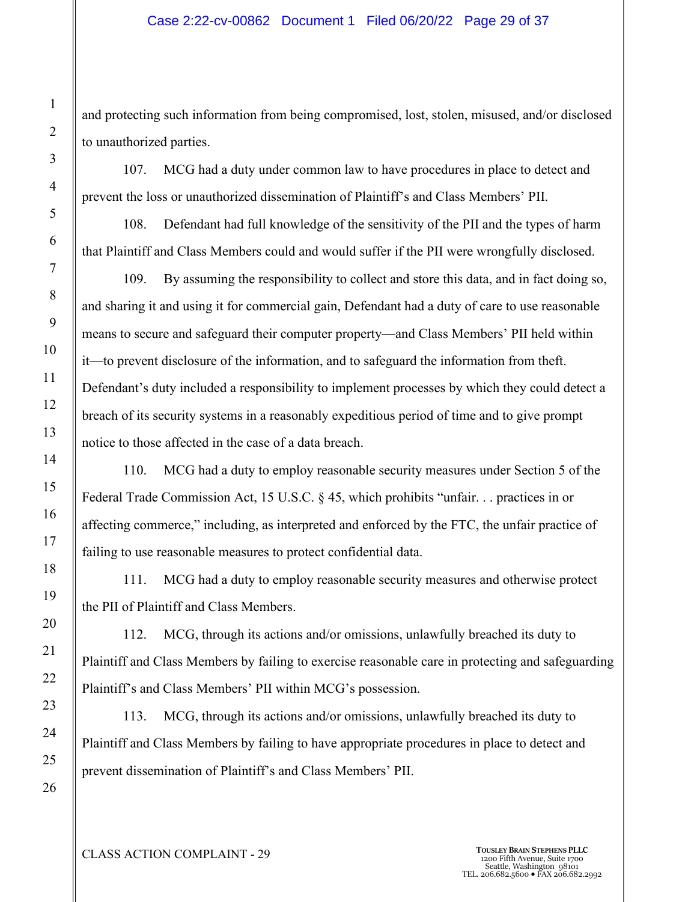and protecting such information from being compromised, lost, stolen, misused, and/or disclosed to unauthorized parties.

107. MCG had a duty under common law to have procedures in place to detect and prevent the loss or unauthorized dissemination of Plaintiff's and Class Members' PII.

108. Defendant had full knowledge of the sensitivity of the PII and the types of harm that Plaintiff and Class Members could and would suffer if the PII were wrongfully disclosed.

109. By assuming the responsibility to collect and store this data, and in fact doing so, and sharing it and using it for commercial gain, Defendant had a duty of care to use reasonable means to secure and safeguard their computer property—and Class Members' PII held within it—to prevent disclosure of the information, and to safeguard the information from theft. Defendant's duty included a responsibility to implement processes by which they could detect a breach of its security systems in a reasonably expeditious period of time and to give prompt notice to those affected in the case of a data breach.

110. MCG had a duty to employ reasonable security measures under Section 5 of the Federal Trade Commission Act, 15 U.S.C. § 45, which prohibits "unfair. . . practices in or affecting commerce," including, as interpreted and enforced by the FTC, the unfair practice of failing to use reasonable measures to protect confidential data.

111. MCG had a duty to employ reasonable security measures and otherwise protect the PII of Plaintiff and Class Members.

112. MCG, through its actions and/or omissions, unlawfully breached its duty to Plaintiff and Class Members by failing to exercise reasonable care in protecting and safeguarding Plaintiff's and Class Members' PII within MCG's possession.

113. MCG, through its actions and/or omissions, unlawfully breached its duty to Plaintiff and Class Members by failing to have appropriate procedures in place to detect and prevent dissemination of Plaintiff's and Class Members' PII.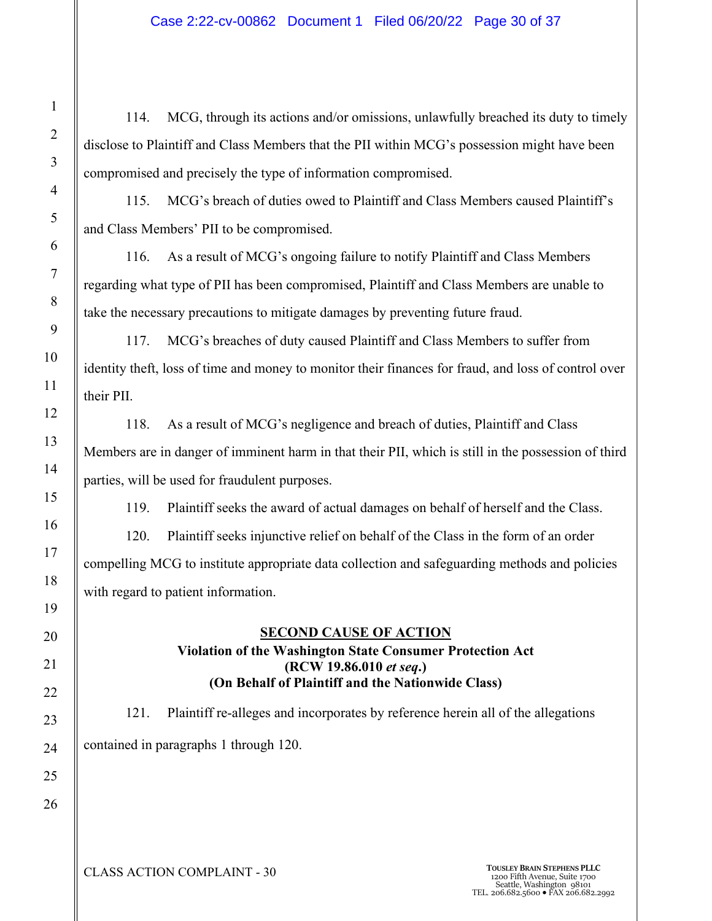114. MCG, through its actions and/or omissions, unlawfully breached its duty to timely disclose to Plaintiff and Class Members that the PII within MCG's possession might have been compromised and precisely the type of information compromised.

115. MCG's breach of duties owed to Plaintiff and Class Members caused Plaintiff's and Class Members' PII to be compromised.

116. As a result of MCG's ongoing failure to notify Plaintiff and Class Members regarding what type of PII has been compromised, Plaintiff and Class Members are unable to take the necessary precautions to mitigate damages by preventing future fraud.

117. MCG's breaches of duty caused Plaintiff and Class Members to suffer from identity theft, loss of time and money to monitor their finances for fraud, and loss of control over their PII.

118. As a result of MCG's negligence and breach of duties, Plaintiff and Class Members are in danger of imminent harm in that their PII, which is still in the possession of third parties, will be used for fraudulent purposes.

119. Plaintiff seeks the award of actual damages on behalf of herself and the Class.

120. Plaintiff seeks injunctive relief on behalf of the Class in the form of an order compelling MCG to institute appropriate data collection and safeguarding methods and policies with regard to patient information.

**SECOND CAUSE OF ACTION**
**Violation of the Washington State Consumer Protection Act**
**(RCW 19.86.010 *et seq*.)**
**(On Behalf of Plaintiff and the Nationwide Class)**

121. Plaintiff re-alleges and incorporates by reference herein all of the allegations contained in paragraphs 1 through 120.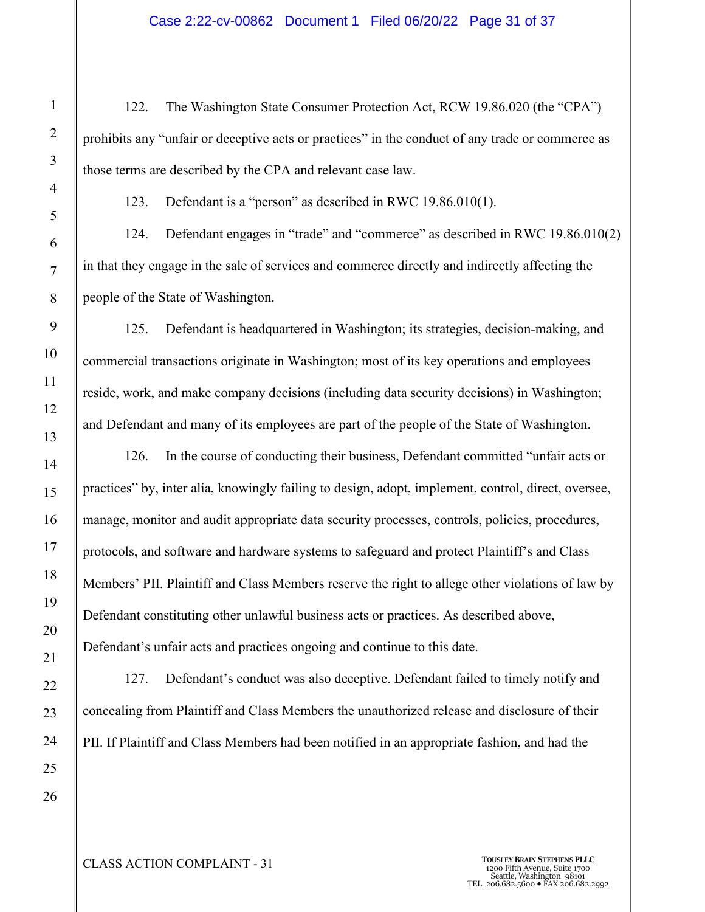122. The Washington State Consumer Protection Act, RCW 19.86.020 (the "CPA") prohibits any "unfair or deceptive acts or practices" in the conduct of any trade or commerce as those terms are described by the CPA and relevant case law.

123. Defendant is a "person" as described in RWC 19.86.010(1).

124. Defendant engages in "trade" and "commerce" as described in RWC 19.86.010(2) in that they engage in the sale of services and commerce directly and indirectly affecting the people of the State of Washington.

125. Defendant is headquartered in Washington; its strategies, decision-making, and commercial transactions originate in Washington; most of its key operations and employees reside, work, and make company decisions (including data security decisions) in Washington; and Defendant and many of its employees are part of the people of the State of Washington.

126. In the course of conducting their business, Defendant committed "unfair acts or practices" by, inter alia, knowingly failing to design, adopt, implement, control, direct, oversee, manage, monitor and audit appropriate data security processes, controls, policies, procedures, protocols, and software and hardware systems to safeguard and protect Plaintiff's and Class Members' PII. Plaintiff and Class Members reserve the right to allege other violations of law by Defendant constituting other unlawful business acts or practices. As described above, Defendant's unfair acts and practices ongoing and continue to this date.

127. Defendant's conduct was also deceptive. Defendant failed to timely notify and concealing from Plaintiff and Class Members the unauthorized release and disclosure of their PII. If Plaintiff and Class Members had been notified in an appropriate fashion, and had the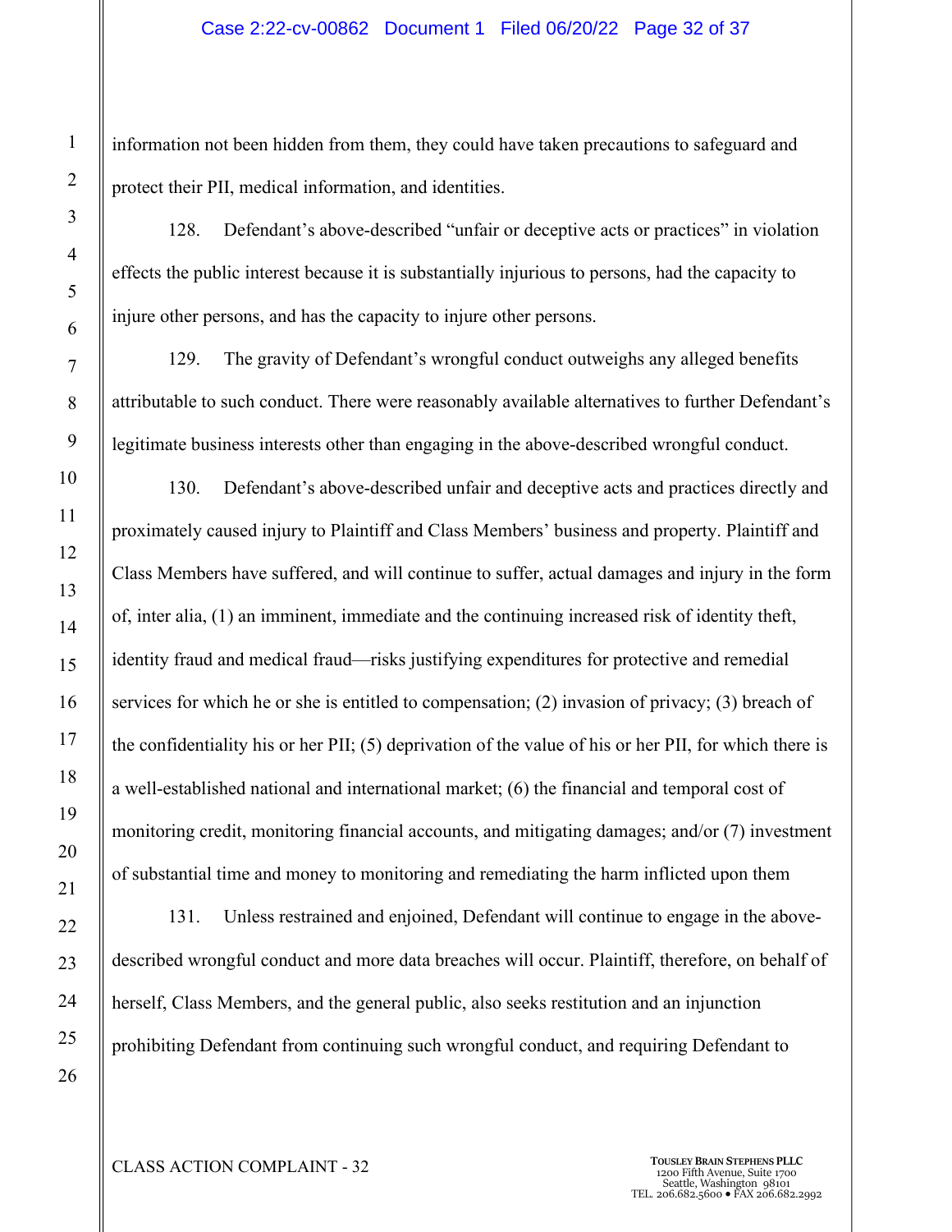information not been hidden from them, they could have taken precautions to safeguard and protect their PII, medical information, and identities.

128. Defendant's above-described "unfair or deceptive acts or practices" in violation effects the public interest because it is substantially injurious to persons, had the capacity to injure other persons, and has the capacity to injure other persons.

129. The gravity of Defendant's wrongful conduct outweighs any alleged benefits attributable to such conduct. There were reasonably available alternatives to further Defendant's legitimate business interests other than engaging in the above-described wrongful conduct.

130. Defendant's above-described unfair and deceptive acts and practices directly and proximately caused injury to Plaintiff and Class Members' business and property. Plaintiff and Class Members have suffered, and will continue to suffer, actual damages and injury in the form of, inter alia, (1) an imminent, immediate and the continuing increased risk of identity theft, identity fraud and medical fraud—risks justifying expenditures for protective and remedial services for which he or she is entitled to compensation; (2) invasion of privacy; (3) breach of the confidentiality his or her PII; (5) deprivation of the value of his or her PII, for which there is a well-established national and international market; (6) the financial and temporal cost of monitoring credit, monitoring financial accounts, and mitigating damages; and/or (7) investment of substantial time and money to monitoring and remediating the harm inflicted upon them

131. Unless restrained and enjoined, Defendant will continue to engage in the above-described wrongful conduct and more data breaches will occur. Plaintiff, therefore, on behalf of herself, Class Members, and the general public, also seeks restitution and an injunction prohibiting Defendant from continuing such wrongful conduct, and requiring Defendant to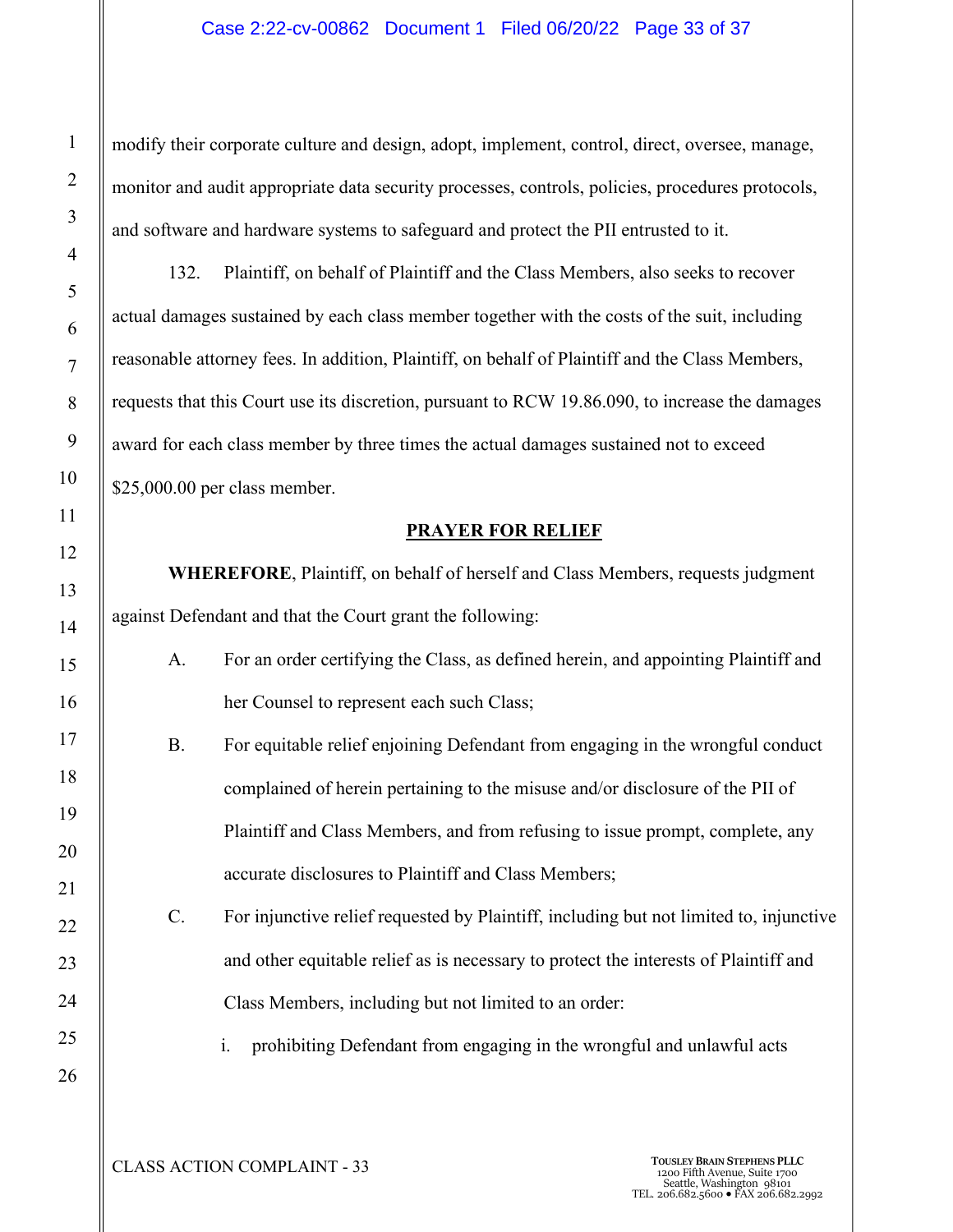modify their corporate culture and design, adopt, implement, control, direct, oversee, manage, monitor and audit appropriate data security processes, controls, policies, procedures protocols, and software and hardware systems to safeguard and protect the PII entrusted to it.

132. Plaintiff, on behalf of Plaintiff and the Class Members, also seeks to recover actual damages sustained by each class member together with the costs of the suit, including reasonable attorney fees. In addition, Plaintiff, on behalf of Plaintiff and the Class Members, requests that this Court use its discretion, pursuant to RCW 19.86.090, to increase the damages award for each class member by three times the actual damages sustained not to exceed $25,000.00 per class member.

## PRAYER FOR RELIEF

**WHEREFORE**, Plaintiff, on behalf of herself and Class Members, requests judgment against Defendant and that the Court grant the following:

A. For an order certifying the Class, as defined herein, and appointing Plaintiff and her Counsel to represent each such Class;

B. For equitable relief enjoining Defendant from engaging in the wrongful conduct complained of herein pertaining to the misuse and/or disclosure of the PII of Plaintiff and Class Members, and from refusing to issue prompt, complete, any accurate disclosures to Plaintiff and Class Members;

C. For injunctive relief requested by Plaintiff, including but not limited to, injunctive and other equitable relief as is necessary to protect the interests of Plaintiff and Class Members, including but not limited to an order:

i. prohibiting Defendant from engaging in the wrongful and unlawful acts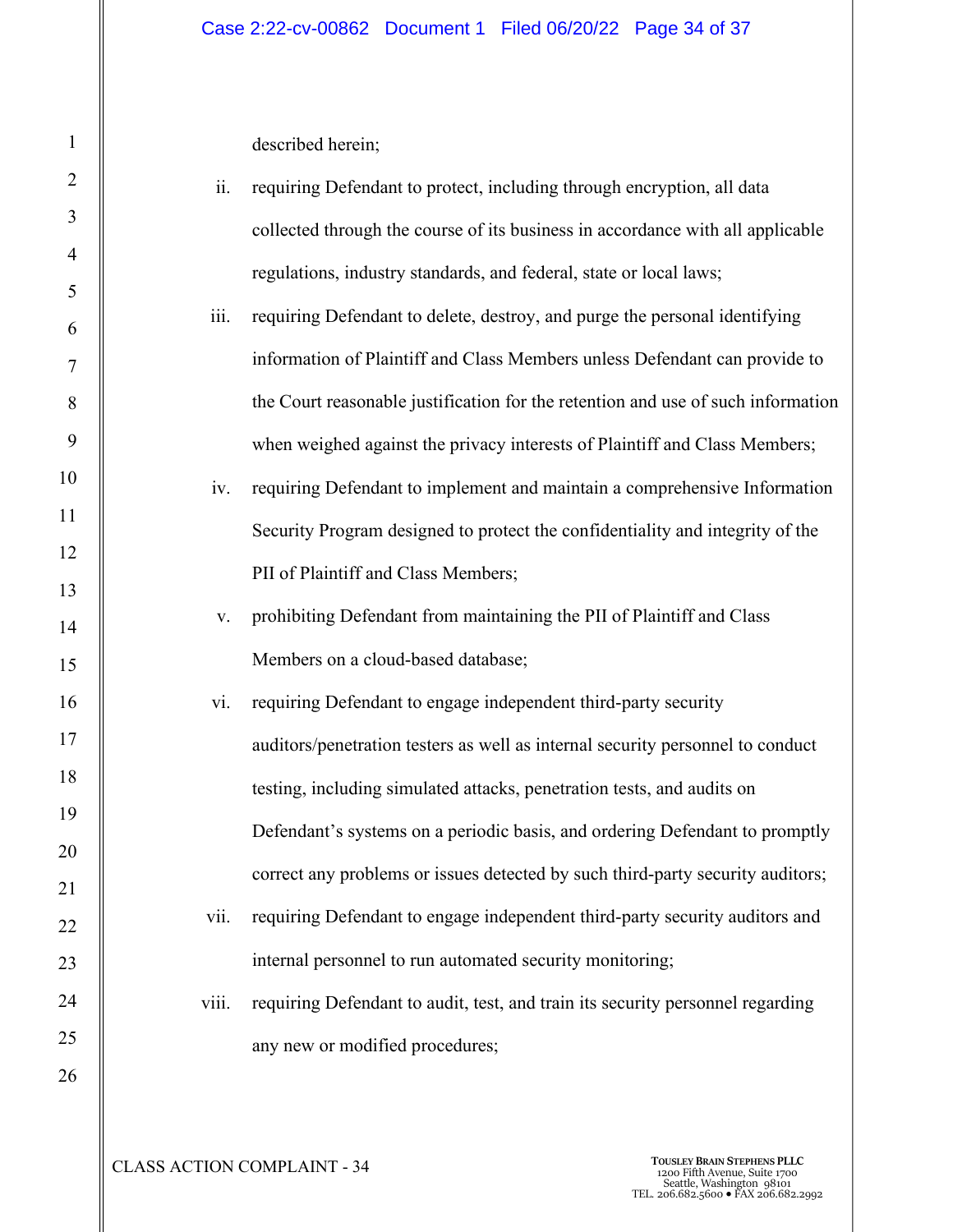described herein;

ii. requiring Defendant to protect, including through encryption, all data collected through the course of its business in accordance with all applicable regulations, industry standards, and federal, state or local laws;

iii. requiring Defendant to delete, destroy, and purge the personal identifying information of Plaintiff and Class Members unless Defendant can provide to the Court reasonable justification for the retention and use of such information when weighed against the privacy interests of Plaintiff and Class Members;

iv. requiring Defendant to implement and maintain a comprehensive Information Security Program designed to protect the confidentiality and integrity of the PII of Plaintiff and Class Members;

v. prohibiting Defendant from maintaining the PII of Plaintiff and Class Members on a cloud-based database;

vi. requiring Defendant to engage independent third-party security auditors/penetration testers as well as internal security personnel to conduct testing, including simulated attacks, penetration tests, and audits on Defendant's systems on a periodic basis, and ordering Defendant to promptly correct any problems or issues detected by such third-party security auditors;

vii. requiring Defendant to engage independent third-party security auditors and internal personnel to run automated security monitoring;

viii. requiring Defendant to audit, test, and train its security personnel regarding any new or modified procedures;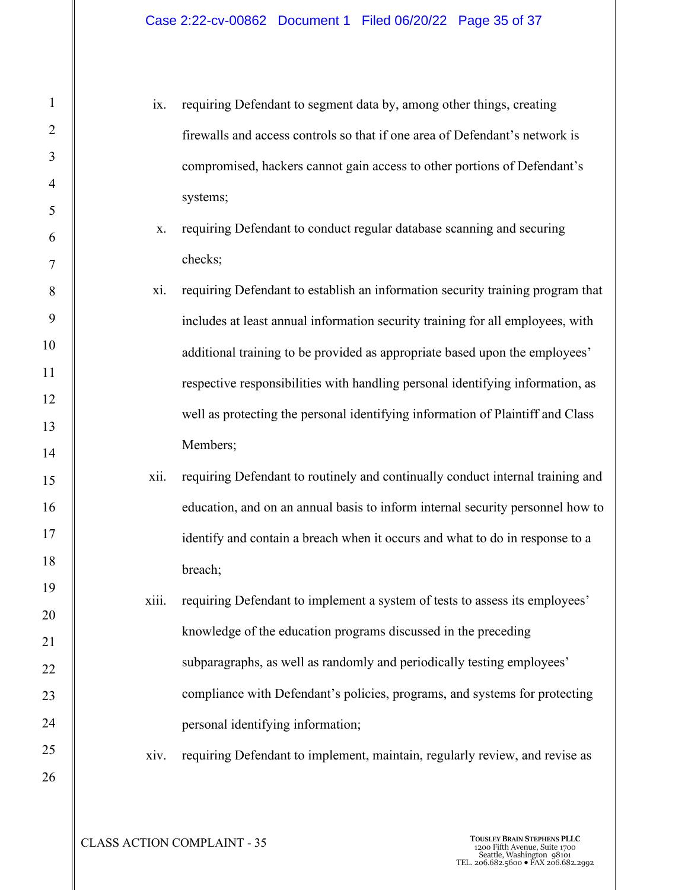ix. requiring Defendant to segment data by, among other things, creating firewalls and access controls so that if one area of Defendant's network is compromised, hackers cannot gain access to other portions of Defendant's systems;

x. requiring Defendant to conduct regular database scanning and securing checks;

xi. requiring Defendant to establish an information security training program that includes at least annual information security training for all employees, with additional training to be provided as appropriate based upon the employees' respective responsibilities with handling personal identifying information, as well as protecting the personal identifying information of Plaintiff and Class Members;

xii. requiring Defendant to routinely and continually conduct internal training and education, and on an annual basis to inform internal security personnel how to identify and contain a breach when it occurs and what to do in response to a breach;

xiii. requiring Defendant to implement a system of tests to assess its employees' knowledge of the education programs discussed in the preceding subparagraphs, as well as randomly and periodically testing employees' compliance with Defendant's policies, programs, and systems for protecting personal identifying information;

xiv. requiring Defendant to implement, maintain, regularly review, and revise as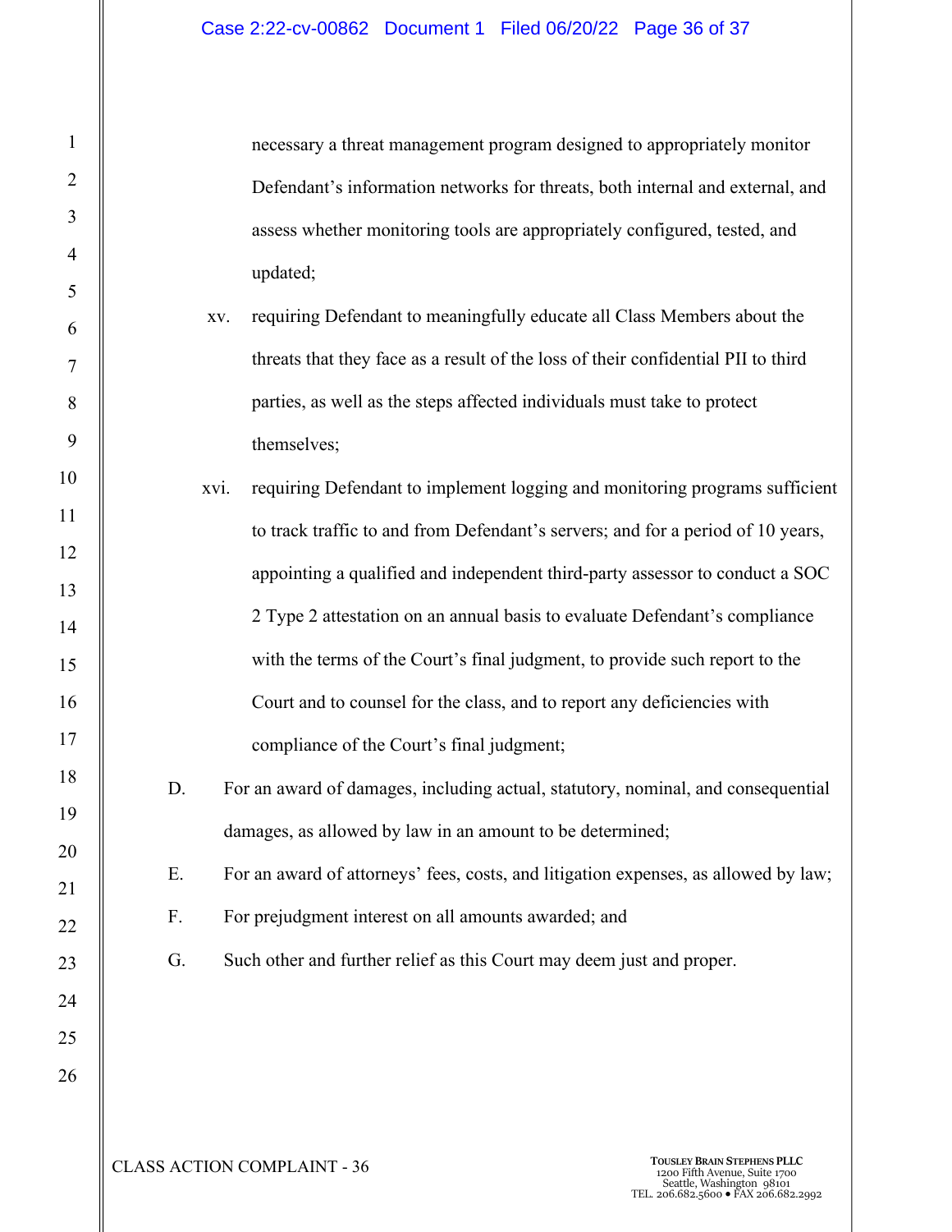necessary a threat management program designed to appropriately monitor Defendant's information networks for threats, both internal and external, and assess whether monitoring tools are appropriately configured, tested, and updated;

xv. requiring Defendant to meaningfully educate all Class Members about the threats that they face as a result of the loss of their confidential PII to third parties, as well as the steps affected individuals must take to protect themselves;

xvi. requiring Defendant to implement logging and monitoring programs sufficient to track traffic to and from Defendant's servers; and for a period of 10 years, appointing a qualified and independent third-party assessor to conduct a SOC 2 Type 2 attestation on an annual basis to evaluate Defendant's compliance with the terms of the Court's final judgment, to provide such report to the Court and to counsel for the class, and to report any deficiencies with compliance of the Court's final judgment;

D. For an award of damages, including actual, statutory, nominal, and consequential damages, as allowed by law in an amount to be determined;

E. For an award of attorneys' fees, costs, and litigation expenses, as allowed by law;

F. For prejudgment interest on all amounts awarded; and

G. Such other and further relief as this Court may deem just and proper.

CLASS ACTION COMPLAINT - 36

TOUSLEY BRAIN STEPHENS PLLC
1200 Fifth Avenue, Suite 1700
Seattle, Washington 98101
TEL. 206.682.5600 • FAX 206.682.2992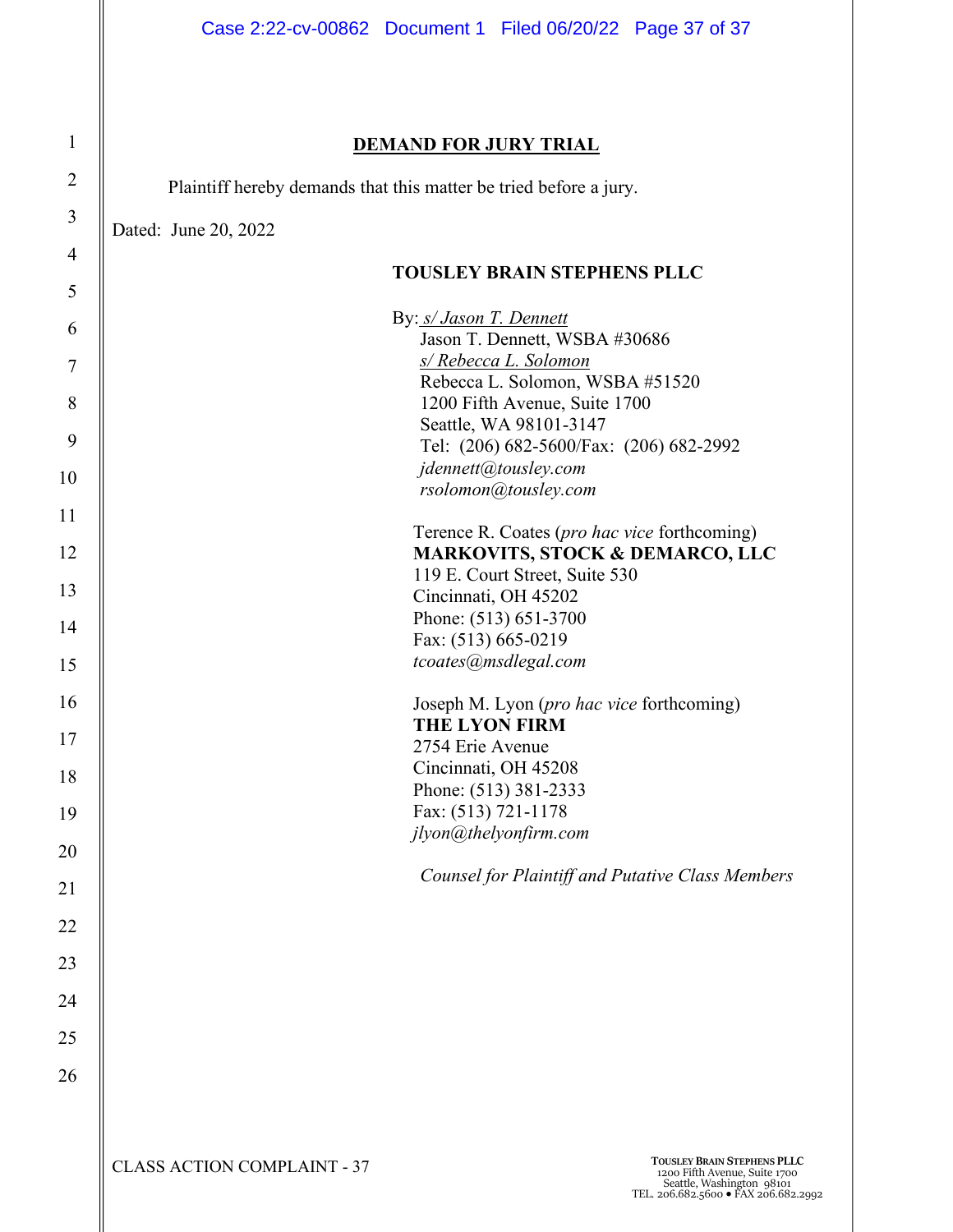**DEMAND FOR JURY TRIAL**

Plaintiff hereby demands that this matter be tried before a jury.

Dated: June 20, 2022

**TOUSLEY BRAIN STEPHENS PLLC**

By: *s/ Jason T. Dennett*
Jason T. Dennett, WSBA #30686
*s/ Rebecca L. Solomon*
Rebecca L. Solomon, WSBA #51520
1200 Fifth Avenue, Suite 1700
Seattle, WA 98101-3147
Tel: (206) 682-5600/Fax: (206) 682-2992
*jdennett@tousley.com*
*rsolomon@tousley.com*

Terence R. Coates (*pro hac vice* forthcoming)
**MARKOVITS, STOCK & DEMARCO, LLC**
119 E. Court Street, Suite 530
Cincinnati, OH 45202
Phone: (513) 651-3700
Fax: (513) 665-0219
*tcoates@msdlegal.com*

Joseph M. Lyon (*pro hac vice* forthcoming)
**THE LYON FIRM**
2754 Erie Avenue
Cincinnati, OH 45208
Phone: (513) 381-2333
Fax: (513) 721-1178
*jlyon@thelyonfirm.com*

*Counsel for Plaintiff and Putative Class Members*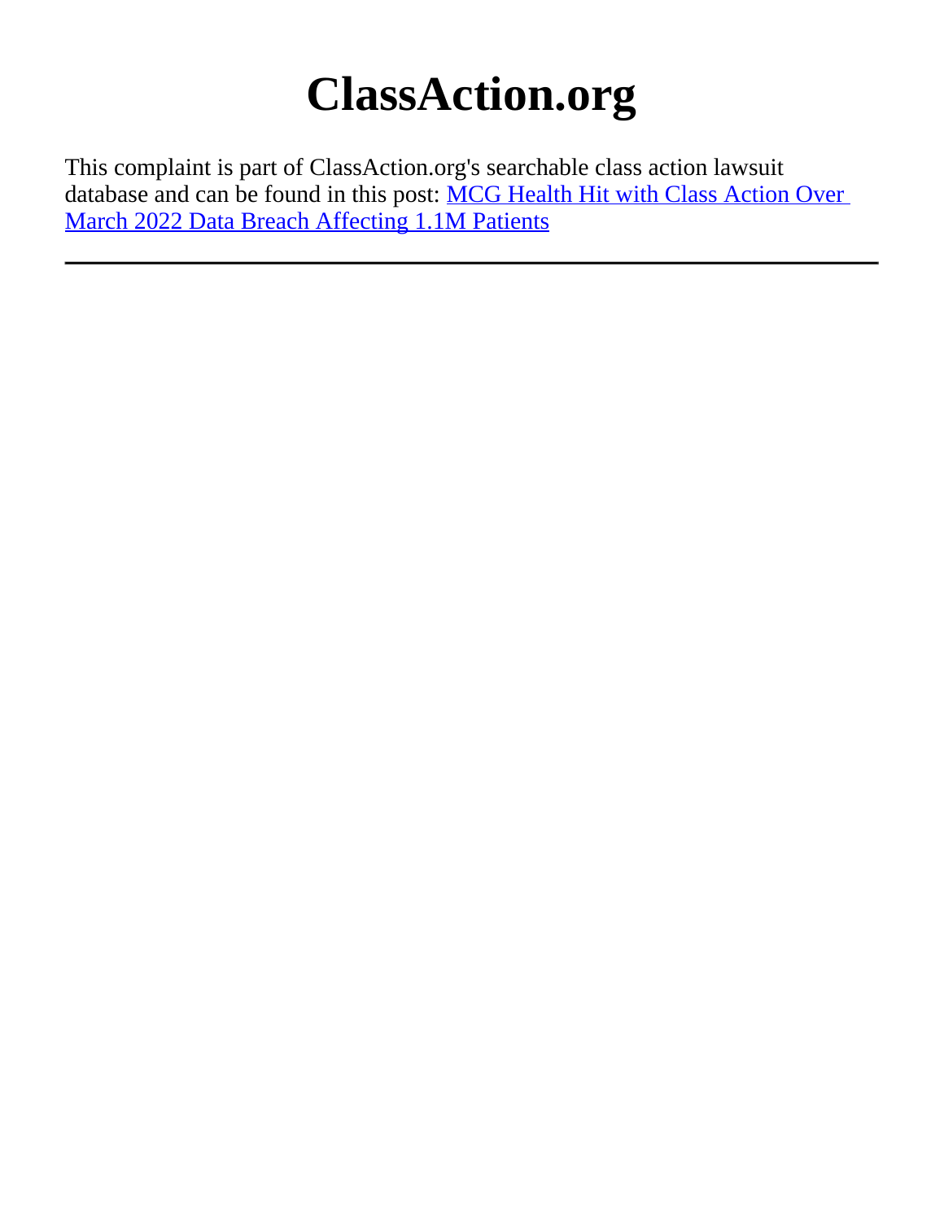# ClassAction.org

This complaint is part of ClassAction.org's searchable class action lawsuit database and can be found in this post: [MCG Health Hit with Class Action Over March 2022 Data Breach Affecting 1.1M Patients]

---